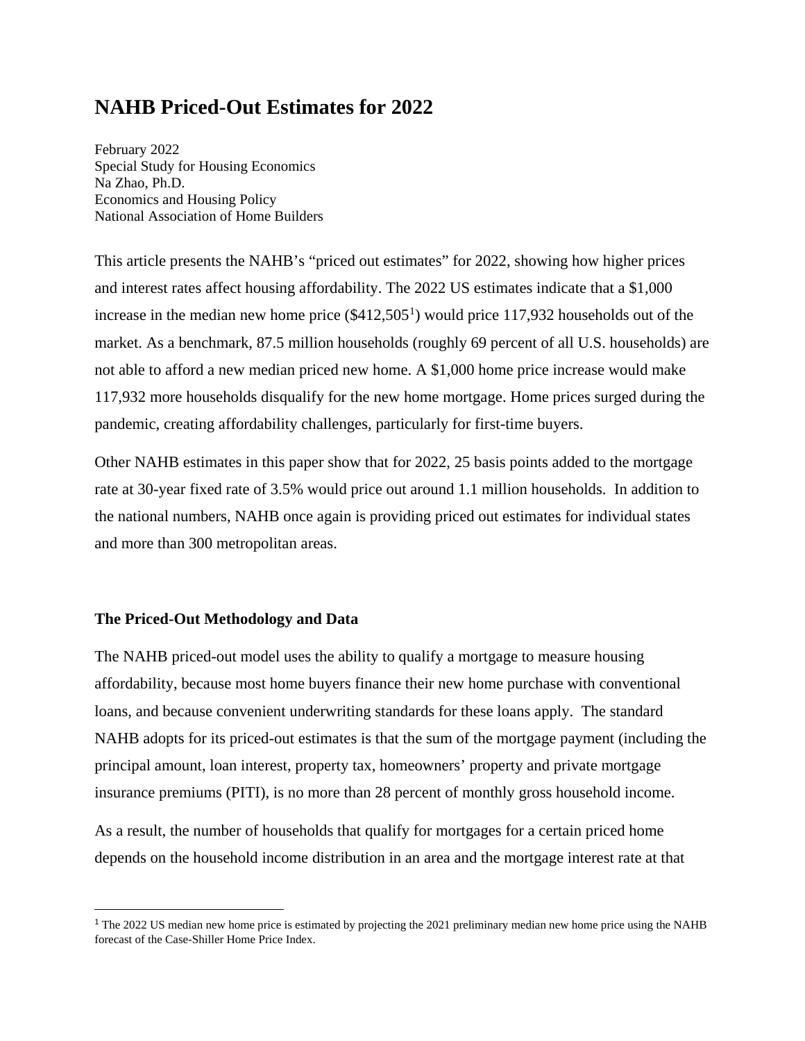# NAHB Priced-Out Estimates for 2022

February 2022
Special Study for Housing Economics
Na Zhao, Ph.D.
Economics and Housing Policy
National Association of Home Builders

This article presents the NAHB's "priced out estimates" for 2022, showing how higher prices and interest rates affect housing affordability. The 2022 US estimates indicate that a $1,000 increase in the median new home price ($412,505[1]) would price 117,932 households out of the market. As a benchmark, 87.5 million households (roughly 69 percent of all U.S. households) are not able to afford a new median priced new home. A $1,000 home price increase would make 117,932 more households disqualify for the new home mortgage. Home prices surged during the pandemic, creating affordability challenges, particularly for first-time buyers.

Other NAHB estimates in this paper show that for 2022, 25 basis points added to the mortgage rate at 30-year fixed rate of 3.5% would price out around 1.1 million households. In addition to the national numbers, NAHB once again is providing priced out estimates for individual states and more than 300 metropolitan areas.

## The Priced-Out Methodology and Data

The NAHB priced-out model uses the ability to qualify a mortgage to measure housing affordability, because most home buyers finance their new home purchase with conventional loans, and because convenient underwriting standards for these loans apply. The standard NAHB adopts for its priced-out estimates is that the sum of the mortgage payment (including the principal amount, loan interest, property tax, homeowners' property and private mortgage insurance premiums (PITI), is no more than 28 percent of monthly gross household income.

As a result, the number of households that qualify for mortgages for a certain priced home depends on the household income distribution in an area and the mortgage interest rate at that

[1] The 2022 US median new home price is estimated by projecting the 2021 preliminary median new home price using the NAHB forecast of the Case-Shiller Home Price Index.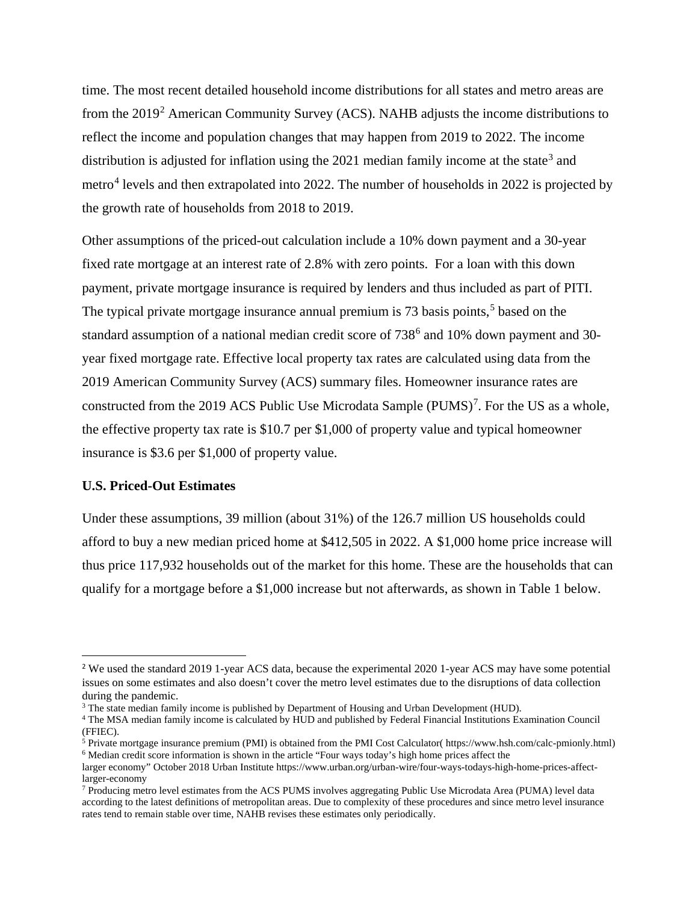time. The most recent detailed household income distributions for all states and metro areas are from the 2019[2] American Community Survey (ACS). NAHB adjusts the income distributions to reflect the income and population changes that may happen from 2019 to 2022. The income distribution is adjusted for inflation using the 2021 median family income at the state[3] and metro[4] levels and then extrapolated into 2022. The number of households in 2022 is projected by the growth rate of households from 2018 to 2019.

Other assumptions of the priced-out calculation include a 10% down payment and a 30-year fixed rate mortgage at an interest rate of 2.8% with zero points. For a loan with this down payment, private mortgage insurance is required by lenders and thus included as part of PITI. The typical private mortgage insurance annual premium is 73 basis points,[5] based on the standard assumption of a national median credit score of 738[6] and 10% down payment and 30-year fixed mortgage rate. Effective local property tax rates are calculated using data from the 2019 American Community Survey (ACS) summary files. Homeowner insurance rates are constructed from the 2019 ACS Public Use Microdata Sample (PUMS)[7]. For the US as a whole, the effective property tax rate is $10.7 per $1,000 of property value and typical homeowner insurance is $3.6 per $1,000 of property value.

**U.S. Priced-Out Estimates**

Under these assumptions, 39 million (about 31%) of the 126.7 million US households could afford to buy a new median priced home at $412,505 in 2022. A $1,000 home price increase will thus price 117,932 households out of the market for this home. These are the households that can qualify for a mortgage before a $1,000 increase but not afterwards, as shown in Table 1 below.

---

[2] We used the standard 2019 1-year ACS data, because the experimental 2020 1-year ACS may have some potential issues on some estimates and also doesn't cover the metro level estimates due to the disruptions of data collection during the pandemic.

[3] The state median family income is published by Department of Housing and Urban Development (HUD).

[4] The MSA median family income is calculated by HUD and published by Federal Financial Institutions Examination Council (FFIEC).

[5] Private mortgage insurance premium (PMI) is obtained from the PMI Cost Calculator( https://www.hsh.com/calc-pmionly.html)

[6] Median credit score information is shown in the article "Four ways today's high home prices affect the larger economy" October 2018 Urban Institute https://www.urban.org/urban-wire/four-ways-todays-high-home-prices-affect-larger-economy

[7] Producing metro level estimates from the ACS PUMS involves aggregating Public Use Microdata Area (PUMA) level data according to the latest definitions of metropolitan areas. Due to complexity of these procedures and since metro level insurance rates tend to remain stable over time, NAHB revises these estimates only periodically.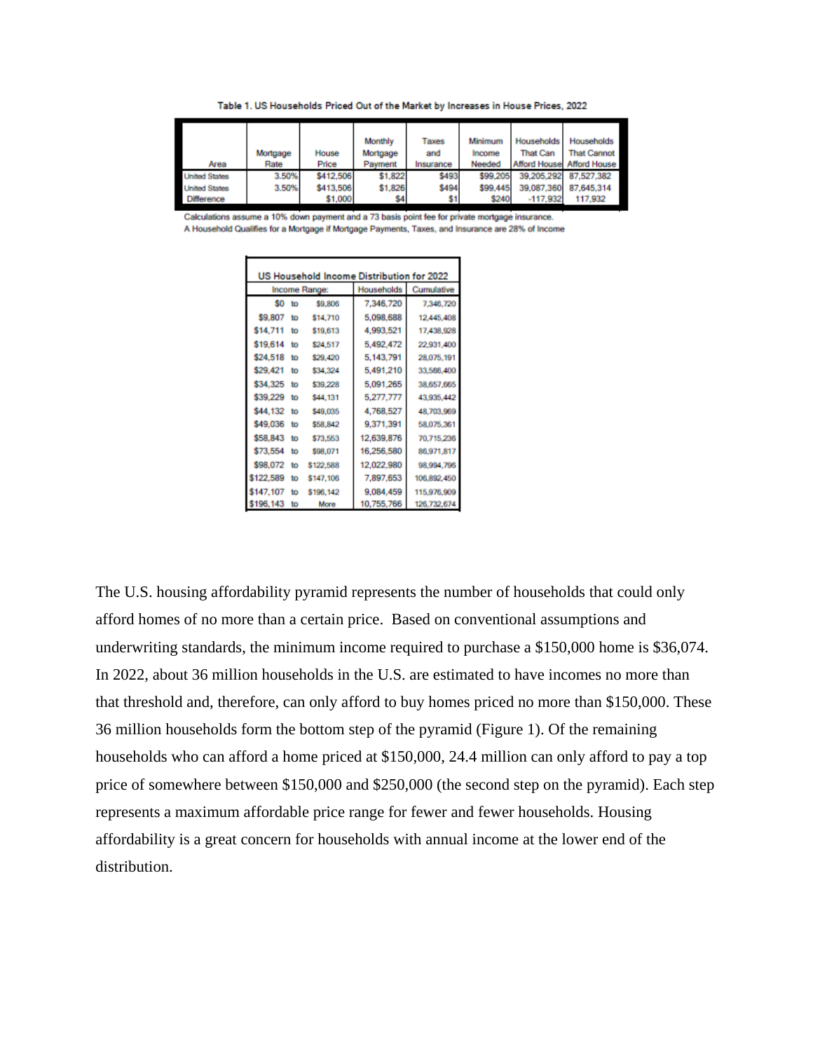Table 1. US Households Priced Out of the Market by Increases in House Prices, 2022

| Area | Mortgage Rate | House Price | Monthly Mortgage Payment | Taxes and Insurance | Minimum Income Needed | Households That Can Afford House | Households That Cannot Afford House |
|---|---|---|---|---|---|---|---|
| United States | 3.50% | $412,506 | $1,822 | $493 | $99,205 | 39,205,292 | 87,527,382 |
| United States | 3.50% | $413,506 | $1,826 | $494 | $99,445 | 39,087,360 | 87,645,314 |
| Difference | | $1,000 | $4 | $1 | $240 | -117,932 | 117,932 |

Calculations assume a 10% down payment and a 73 basis point fee for private mortgage insurance.
A Household Qualifies for a Mortgage if Mortgage Payments, Taxes, and Insurance are 28% of Income

US Household Income Distribution for 2022

| Income Range: | | | Households | Cumulative |
|---|---|---|---|---|
| $0 | to | $9,806 | 7,346,720 | 7,346,720 |
| $9,807 | to | $14,710 | 5,098,688 | 12,445,408 |
| $14,711 | to | $19,613 | 4,993,521 | 17,438,928 |
| $19,614 | to | $24,517 | 5,492,472 | 22,931,400 |
| $24,518 | to | $29,420 | 5,143,791 | 28,075,191 |
| $29,421 | to | $34,324 | 5,491,210 | 33,566,400 |
| $34,325 | to | $39,228 | 5,091,265 | 38,657,665 |
| $39,229 | to | $44,131 | 5,277,777 | 43,935,442 |
| $44,132 | to | $49,035 | 4,768,527 | 48,703,969 |
| $49,036 | to | $58,842 | 9,371,391 | 58,075,361 |
| $58,843 | to | $73,553 | 12,639,876 | 70,715,236 |
| $73,554 | to | $98,071 | 16,256,580 | 86,971,817 |
| $98,072 | to | $122,588 | 12,022,980 | 98,994,796 |
| $122,589 | to | $147,106 | 7,897,653 | 106,892,450 |
| $147,107 | to | $196,142 | 9,084,459 | 115,976,909 |
| $196,143 | to | More | 10,755,766 | 126,732,674 |

The U.S. housing affordability pyramid represents the number of households that could only afford homes of no more than a certain price. Based on conventional assumptions and underwriting standards, the minimum income required to purchase a $150,000 home is $36,074. In 2022, about 36 million households in the U.S. are estimated to have incomes no more than that threshold and, therefore, can only afford to buy homes priced no more than $150,000. These 36 million households form the bottom step of the pyramid (Figure 1). Of the remaining households who can afford a home priced at $150,000, 24.4 million can only afford to pay a top price of somewhere between $150,000 and $250,000 (the second step on the pyramid). Each step represents a maximum affordable price range for fewer and fewer households. Housing affordability is a great concern for households with annual income at the lower end of the distribution.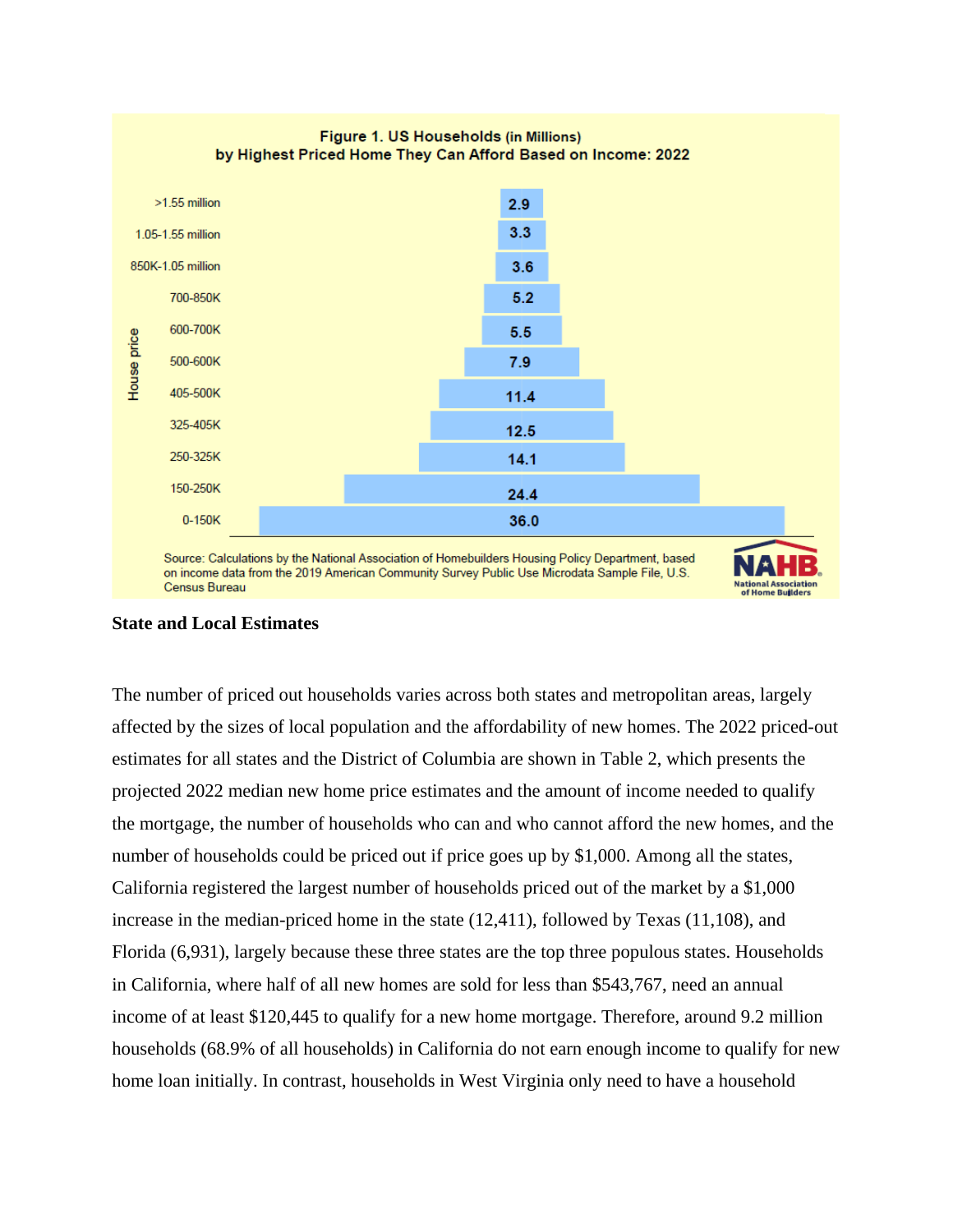**Figure 1. US Households (in Millions) by Highest Priced Home They Can Afford Based on Income: 2022**

| House price | Households (millions) |
|---|---|
| >1.55 million | 2.9 |
| 1.05-1.55 million | 3.3 |
| 850K-1.05 million | 3.6 |
| 700-850K | 5.2 |
| 600-700K | 5.5 |
| 500-600K | 7.9 |
| 405-500K | 11.4 |
| 325-405K | 12.5 |
| 250-325K | 14.1 |
| 150-250K | 24.4 |
| 0-150K | 36.0 |

Source: Calculations by the National Association of Homebuilders Housing Policy Department, based on income data from the 2019 American Community Survey Public Use Microdata Sample File, U.S. Census Bureau

**State and Local Estimates**

The number of priced out households varies across both states and metropolitan areas, largely affected by the sizes of local population and the affordability of new homes. The 2022 priced-out estimates for all states and the District of Columbia are shown in Table 2, which presents the projected 2022 median new home price estimates and the amount of income needed to qualify the mortgage, the number of households who can and who cannot afford the new homes, and the number of households could be priced out if price goes up by $1,000. Among all the states, California registered the largest number of households priced out of the market by a $1,000 increase in the median-priced home in the state (12,411), followed by Texas (11,108), and Florida (6,931), largely because these three states are the top three populous states. Households in California, where half of all new homes are sold for less than $543,767, need an annual income of at least $120,445 to qualify for a new home mortgage. Therefore, around 9.2 million households (68.9% of all households) in California do not earn enough income to qualify for new home loan initially. In contrast, households in West Virginia only need to have a household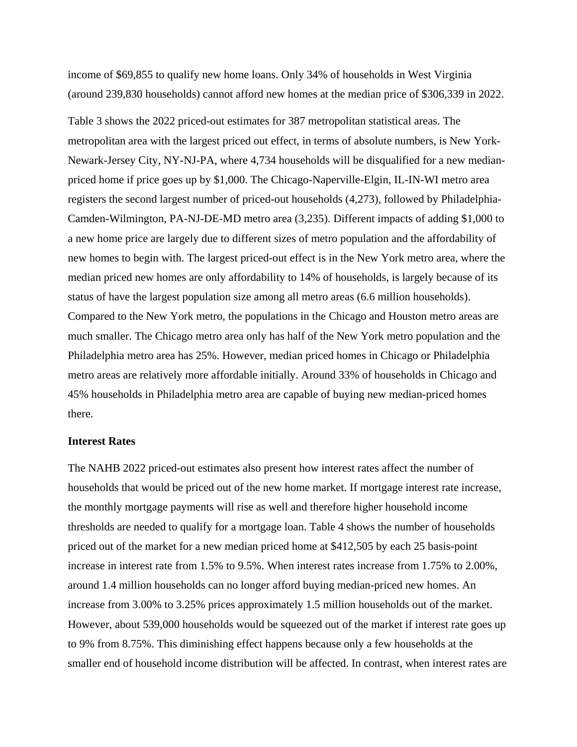income of $69,855 to qualify new home loans. Only 34% of households in West Virginia (around 239,830 households) cannot afford new homes at the median price of $306,339 in 2022.

Table 3 shows the 2022 priced-out estimates for 387 metropolitan statistical areas. The metropolitan area with the largest priced out effect, in terms of absolute numbers, is New York-Newark-Jersey City, NY-NJ-PA, where 4,734 households will be disqualified for a new median-priced home if price goes up by $1,000. The Chicago-Naperville-Elgin, IL-IN-WI metro area registers the second largest number of priced-out households (4,273), followed by Philadelphia-Camden-Wilmington, PA-NJ-DE-MD metro area (3,235). Different impacts of adding $1,000 to a new home price are largely due to different sizes of metro population and the affordability of new homes to begin with. The largest priced-out effect is in the New York metro area, where the median priced new homes are only affordability to 14% of households, is largely because of its status of have the largest population size among all metro areas (6.6 million households). Compared to the New York metro, the populations in the Chicago and Houston metro areas are much smaller. The Chicago metro area only has half of the New York metro population and the Philadelphia metro area has 25%. However, median priced homes in Chicago or Philadelphia metro areas are relatively more affordable initially. Around 33% of households in Chicago and 45% households in Philadelphia metro area are capable of buying new median-priced homes there.

**Interest Rates**

The NAHB 2022 priced-out estimates also present how interest rates affect the number of households that would be priced out of the new home market. If mortgage interest rate increase, the monthly mortgage payments will rise as well and therefore higher household income thresholds are needed to qualify for a mortgage loan. Table 4 shows the number of households priced out of the market for a new median priced home at $412,505 by each 25 basis-point increase in interest rate from 1.5% to 9.5%. When interest rates increase from 1.75% to 2.00%, around 1.4 million households can no longer afford buying median-priced new homes. An increase from 3.00% to 3.25% prices approximately 1.5 million households out of the market. However, about 539,000 households would be squeezed out of the market if interest rate goes up to 9% from 8.75%. This diminishing effect happens because only a few households at the smaller end of household income distribution will be affected. In contrast, when interest rates are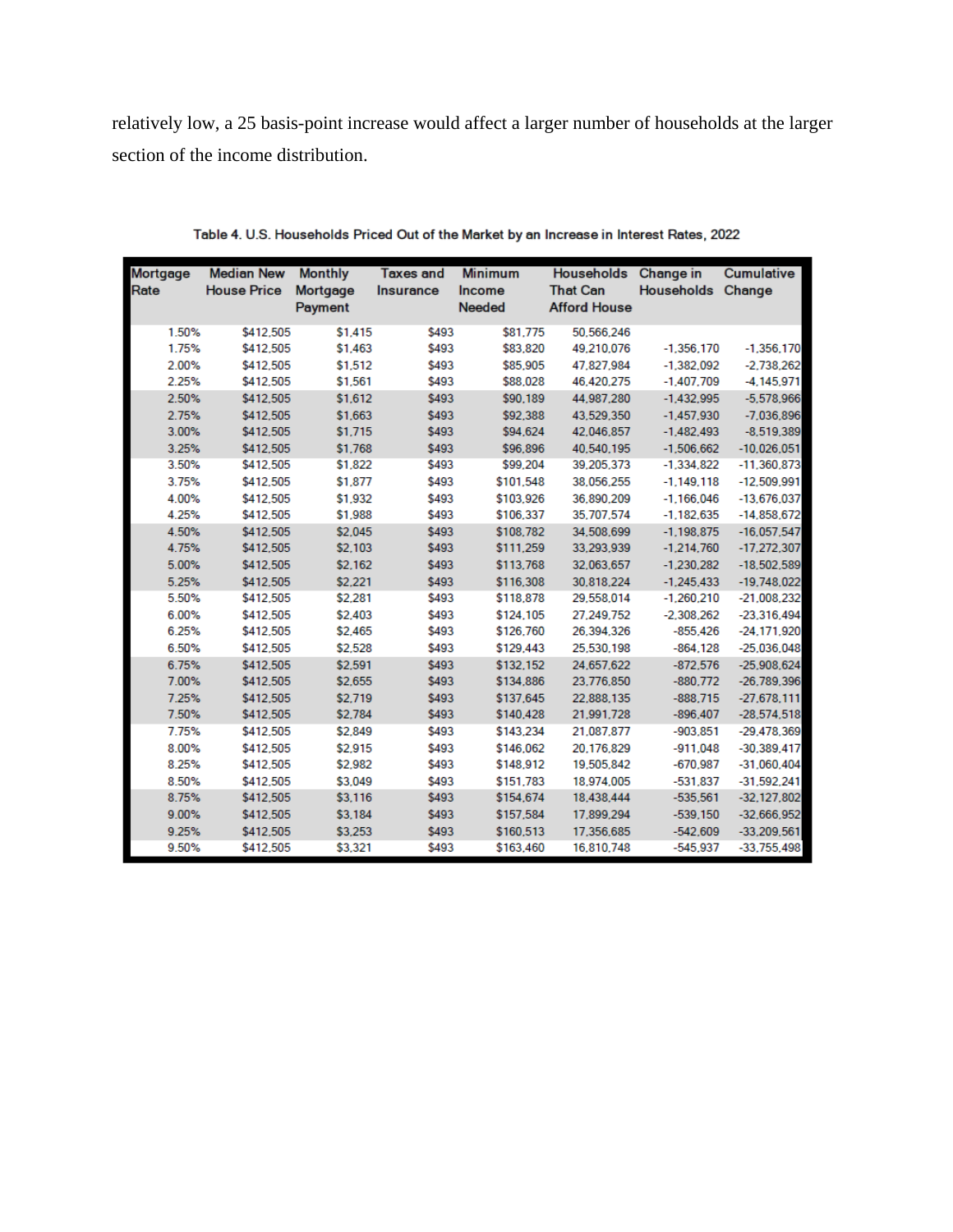relatively low, a 25 basis-point increase would affect a larger number of households at the larger section of the income distribution.

Table 4. U.S. Households Priced Out of the Market by an Increase in Interest Rates, 2022

| Mortgage Rate | Median New House Price | Monthly Mortgage Payment | Taxes and Insurance | Minimum Income Needed | Households That Can Afford House | Change in Households | Cumulative Change |
|---|---|---|---|---|---|---|---|
| 1.50% | $412,505 | $1,415 | $493 | $81,775 | 50,566,246 | | |
| 1.75% | $412,505 | $1,463 | $493 | $83,820 | 49,210,076 | -1,356,170 | -1,356,170 |
| 2.00% | $412,505 | $1,512 | $493 | $85,905 | 47,827,984 | -1,382,092 | -2,738,262 |
| 2.25% | $412,505 | $1,561 | $493 | $88,028 | 46,420,275 | -1,407,709 | -4,145,971 |
| 2.50% | $412,505 | $1,612 | $493 | $90,189 | 44,987,280 | -1,432,995 | -5,578,966 |
| 2.75% | $412,505 | $1,663 | $493 | $92,388 | 43,529,350 | -1,457,930 | -7,036,896 |
| 3.00% | $412,505 | $1,715 | $493 | $94,624 | 42,046,857 | -1,482,493 | -8,519,389 |
| 3.25% | $412,505 | $1,768 | $493 | $96,896 | 40,540,195 | -1,506,662 | -10,026,051 |
| 3.50% | $412,505 | $1,822 | $493 | $99,204 | 39,205,373 | -1,334,822 | -11,360,873 |
| 3.75% | $412,505 | $1,877 | $493 | $101,548 | 38,056,255 | -1,149,118 | -12,509,991 |
| 4.00% | $412,505 | $1,932 | $493 | $103,926 | 36,890,209 | -1,166,046 | -13,676,037 |
| 4.25% | $412,505 | $1,988 | $493 | $106,337 | 35,707,574 | -1,182,635 | -14,858,672 |
| 4.50% | $412,505 | $2,045 | $493 | $108,782 | 34,508,699 | -1,198,875 | -16,057,547 |
| 4.75% | $412,505 | $2,103 | $493 | $111,259 | 33,293,939 | -1,214,760 | -17,272,307 |
| 5.00% | $412,505 | $2,162 | $493 | $113,768 | 32,063,657 | -1,230,282 | -18,502,589 |
| 5.25% | $412,505 | $2,221 | $493 | $116,308 | 30,818,224 | -1,245,433 | -19,748,022 |
| 5.50% | $412,505 | $2,281 | $493 | $118,878 | 29,558,014 | -1,260,210 | -21,008,232 |
| 6.00% | $412,505 | $2,403 | $493 | $124,105 | 27,249,752 | -2,308,262 | -23,316,494 |
| 6.25% | $412,505 | $2,465 | $493 | $126,760 | 26,394,326 | -855,426 | -24,171,920 |
| 6.50% | $412,505 | $2,528 | $493 | $129,443 | 25,530,198 | -864,128 | -25,036,048 |
| 6.75% | $412,505 | $2,591 | $493 | $132,152 | 24,657,622 | -872,576 | -25,908,624 |
| 7.00% | $412,505 | $2,655 | $493 | $134,886 | 23,776,850 | -880,772 | -26,789,396 |
| 7.25% | $412,505 | $2,719 | $493 | $137,645 | 22,888,135 | -888,715 | -27,678,111 |
| 7.50% | $412,505 | $2,784 | $493 | $140,428 | 21,991,728 | -896,407 | -28,574,518 |
| 7.75% | $412,505 | $2,849 | $493 | $143,234 | 21,087,877 | -903,851 | -29,478,369 |
| 8.00% | $412,505 | $2,915 | $493 | $146,062 | 20,176,829 | -911,048 | -30,389,417 |
| 8.25% | $412,505 | $2,982 | $493 | $148,912 | 19,505,842 | -670,987 | -31,060,404 |
| 8.50% | $412,505 | $3,049 | $493 | $151,783 | 18,974,005 | -531,837 | -31,592,241 |
| 8.75% | $412,505 | $3,116 | $493 | $154,674 | 18,438,444 | -535,561 | -32,127,802 |
| 9.00% | $412,505 | $3,184 | $493 | $157,584 | 17,899,294 | -539,150 | -32,666,952 |
| 9.25% | $412,505 | $3,253 | $493 | $160,513 | 17,356,685 | -542,609 | -33,209,561 |
| 9.50% | $412,505 | $3,321 | $493 | $163,460 | 16,810,748 | -545,937 | -33,755,498 |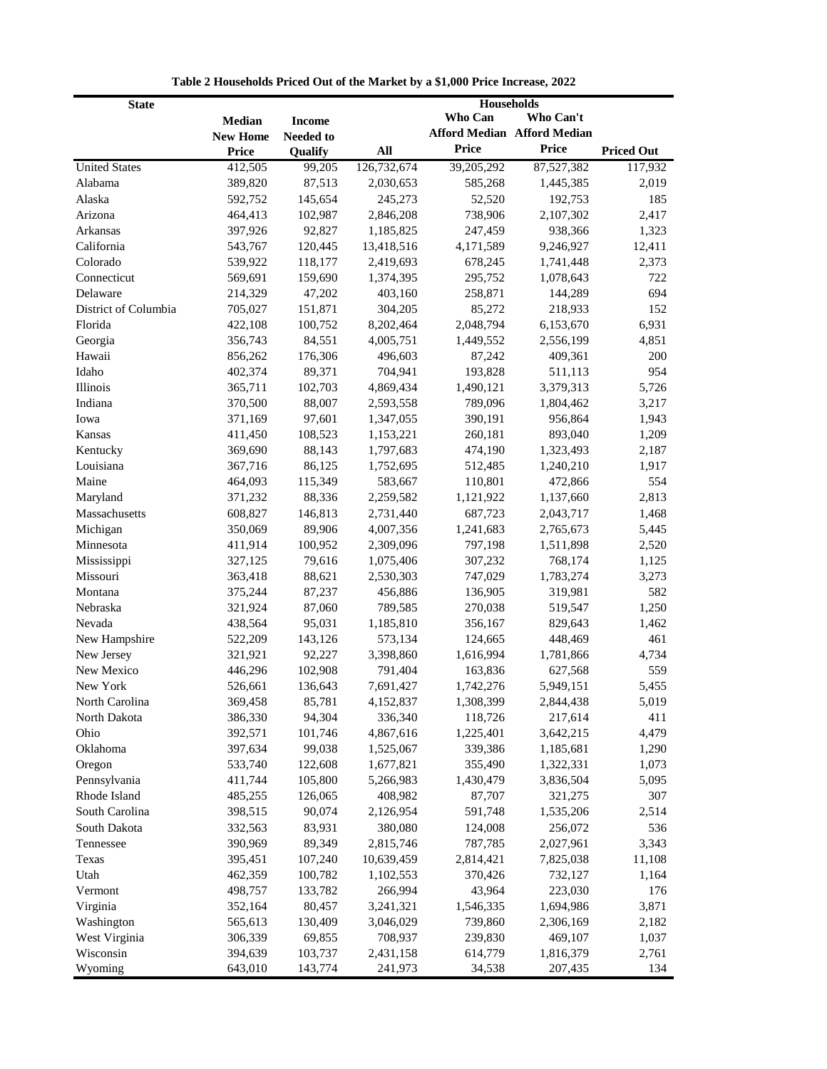**Table 2 Households Priced Out of the Market by a $1,000 Price Increase, 2022**

| State | Median New Home Price | Income Needed to Qualify | Households | | | |
|---|---|---|---|---|---|---|
| | | | All | Who Can Afford Median Price | Who Can't Afford Median Price | Priced Out |
| United States | 412,505 | 99,205 | 126,732,674 | 39,205,292 | 87,527,382 | 117,932 |
| Alabama | 389,820 | 87,513 | 2,030,653 | 585,268 | 1,445,385 | 2,019 |
| Alaska | 592,752 | 145,654 | 245,273 | 52,520 | 192,753 | 185 |
| Arizona | 464,413 | 102,987 | 2,846,208 | 738,906 | 2,107,302 | 2,417 |
| Arkansas | 397,926 | 92,827 | 1,185,825 | 247,459 | 938,366 | 1,323 |
| California | 543,767 | 120,445 | 13,418,516 | 4,171,589 | 9,246,927 | 12,411 |
| Colorado | 539,922 | 118,177 | 2,419,693 | 678,245 | 1,741,448 | 2,373 |
| Connecticut | 569,691 | 159,690 | 1,374,395 | 295,752 | 1,078,643 | 722 |
| Delaware | 214,329 | 47,202 | 403,160 | 258,871 | 144,289 | 694 |
| District of Columbia | 705,027 | 151,871 | 304,205 | 85,272 | 218,933 | 152 |
| Florida | 422,108 | 100,752 | 8,202,464 | 2,048,794 | 6,153,670 | 6,931 |
| Georgia | 356,743 | 84,551 | 4,005,751 | 1,449,552 | 2,556,199 | 4,851 |
| Hawaii | 856,262 | 176,306 | 496,603 | 87,242 | 409,361 | 200 |
| Idaho | 402,374 | 89,371 | 704,941 | 193,828 | 511,113 | 954 |
| Illinois | 365,711 | 102,703 | 4,869,434 | 1,490,121 | 3,379,313 | 5,726 |
| Indiana | 370,500 | 88,007 | 2,593,558 | 789,096 | 1,804,462 | 3,217 |
| Iowa | 371,169 | 97,601 | 1,347,055 | 390,191 | 956,864 | 1,943 |
| Kansas | 411,450 | 108,523 | 1,153,221 | 260,181 | 893,040 | 1,209 |
| Kentucky | 369,690 | 88,143 | 1,797,683 | 474,190 | 1,323,493 | 2,187 |
| Louisiana | 367,716 | 86,125 | 1,752,695 | 512,485 | 1,240,210 | 1,917 |
| Maine | 464,093 | 115,349 | 583,667 | 110,801 | 472,866 | 554 |
| Maryland | 371,232 | 88,336 | 2,259,582 | 1,121,922 | 1,137,660 | 2,813 |
| Massachusetts | 608,827 | 146,813 | 2,731,440 | 687,723 | 2,043,717 | 1,468 |
| Michigan | 350,069 | 89,906 | 4,007,356 | 1,241,683 | 2,765,673 | 5,445 |
| Minnesota | 411,914 | 100,952 | 2,309,096 | 797,198 | 1,511,898 | 2,520 |
| Mississippi | 327,125 | 79,616 | 1,075,406 | 307,232 | 768,174 | 1,125 |
| Missouri | 363,418 | 88,621 | 2,530,303 | 747,029 | 1,783,274 | 3,273 |
| Montana | 375,244 | 87,237 | 456,886 | 136,905 | 319,981 | 582 |
| Nebraska | 321,924 | 87,060 | 789,585 | 270,038 | 519,547 | 1,250 |
| Nevada | 438,564 | 95,031 | 1,185,810 | 356,167 | 829,643 | 1,462 |
| New Hampshire | 522,209 | 143,126 | 573,134 | 124,665 | 448,469 | 461 |
| New Jersey | 321,921 | 92,227 | 3,398,860 | 1,616,994 | 1,781,866 | 4,734 |
| New Mexico | 446,296 | 102,908 | 791,404 | 163,836 | 627,568 | 559 |
| New York | 526,661 | 136,643 | 7,691,427 | 1,742,276 | 5,949,151 | 5,455 |
| North Carolina | 369,458 | 85,781 | 4,152,837 | 1,308,399 | 2,844,438 | 5,019 |
| North Dakota | 386,330 | 94,304 | 336,340 | 118,726 | 217,614 | 411 |
| Ohio | 392,571 | 101,746 | 4,867,616 | 1,225,401 | 3,642,215 | 4,479 |
| Oklahoma | 397,634 | 99,038 | 1,525,067 | 339,386 | 1,185,681 | 1,290 |
| Oregon | 533,740 | 122,608 | 1,677,821 | 355,490 | 1,322,331 | 1,073 |
| Pennsylvania | 411,744 | 105,800 | 5,266,983 | 1,430,479 | 3,836,504 | 5,095 |
| Rhode Island | 485,255 | 126,065 | 408,982 | 87,707 | 321,275 | 307 |
| South Carolina | 398,515 | 90,074 | 2,126,954 | 591,748 | 1,535,206 | 2,514 |
| South Dakota | 332,563 | 83,931 | 380,080 | 124,008 | 256,072 | 536 |
| Tennessee | 390,969 | 89,349 | 2,815,746 | 787,785 | 2,027,961 | 3,343 |
| Texas | 395,451 | 107,240 | 10,639,459 | 2,814,421 | 7,825,038 | 11,108 |
| Utah | 462,359 | 100,782 | 1,102,553 | 370,426 | 732,127 | 1,164 |
| Vermont | 498,757 | 133,782 | 266,994 | 43,964 | 223,030 | 176 |
| Virginia | 352,164 | 80,457 | 3,241,321 | 1,546,335 | 1,694,986 | 3,871 |
| Washington | 565,613 | 130,409 | 3,046,029 | 739,860 | 2,306,169 | 2,182 |
| West Virginia | 306,339 | 69,855 | 708,937 | 239,830 | 469,107 | 1,037 |
| Wisconsin | 394,639 | 103,737 | 2,431,158 | 614,779 | 1,816,379 | 2,761 |
| Wyoming | 643,010 | 143,774 | 241,973 | 34,538 | 207,435 | 134 |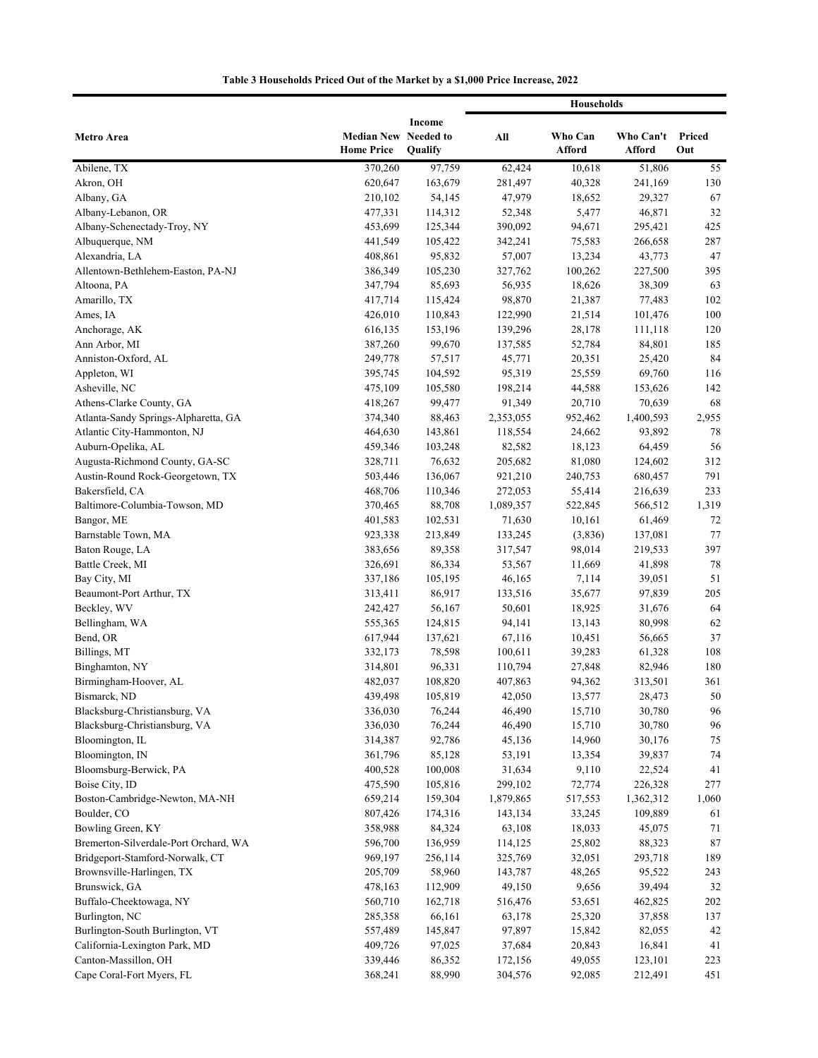**Table 3 Households Priced Out of the Market by a $1,000 Price Increase, 2022**

| Metro Area | Median New Home Price | Income Needed to Qualify | Households | | | |
|---|---|---|---|---|---|---|
| | | | All | Who Can Afford | Who Can't Afford | Priced Out |
| Abilene, TX | 370,260 | 97,759 | 62,424 | 10,618 | 51,806 | 55 |
| Akron, OH | 620,647 | 163,679 | 281,497 | 40,328 | 241,169 | 130 |
| Albany, GA | 210,102 | 54,145 | 47,979 | 18,652 | 29,327 | 67 |
| Albany-Lebanon, OR | 477,331 | 114,312 | 52,348 | 5,477 | 46,871 | 32 |
| Albany-Schenectady-Troy, NY | 453,699 | 125,344 | 390,092 | 94,671 | 295,421 | 425 |
| Albuquerque, NM | 441,549 | 105,422 | 342,241 | 75,583 | 266,658 | 287 |
| Alexandria, LA | 408,861 | 95,832 | 57,007 | 13,234 | 43,773 | 47 |
| Allentown-Bethlehem-Easton, PA-NJ | 386,349 | 105,230 | 327,762 | 100,262 | 227,500 | 395 |
| Altoona, PA | 347,794 | 85,693 | 56,935 | 18,626 | 38,309 | 63 |
| Amarillo, TX | 417,714 | 115,424 | 98,870 | 21,387 | 77,483 | 102 |
| Ames, IA | 426,010 | 110,843 | 122,990 | 21,514 | 101,476 | 100 |
| Anchorage, AK | 616,135 | 153,196 | 139,296 | 28,178 | 111,118 | 120 |
| Ann Arbor, MI | 387,260 | 99,670 | 137,585 | 52,784 | 84,801 | 185 |
| Anniston-Oxford, AL | 249,778 | 57,517 | 45,771 | 20,351 | 25,420 | 84 |
| Appleton, WI | 395,745 | 104,592 | 95,319 | 25,559 | 69,760 | 116 |
| Asheville, NC | 475,109 | 105,580 | 198,214 | 44,588 | 153,626 | 142 |
| Athens-Clarke County, GA | 418,267 | 99,477 | 91,349 | 20,710 | 70,639 | 68 |
| Atlanta-Sandy Springs-Alpharetta, GA | 374,340 | 88,463 | 2,353,055 | 952,462 | 1,400,593 | 2,955 |
| Atlantic City-Hammonton, NJ | 464,630 | 143,861 | 118,554 | 24,662 | 93,892 | 78 |
| Auburn-Opelika, AL | 459,346 | 103,248 | 82,582 | 18,123 | 64,459 | 56 |
| Augusta-Richmond County, GA-SC | 328,711 | 76,632 | 205,682 | 81,080 | 124,602 | 312 |
| Austin-Round Rock-Georgetown, TX | 503,446 | 136,067 | 921,210 | 240,753 | 680,457 | 791 |
| Bakersfield, CA | 468,706 | 110,346 | 272,053 | 55,414 | 216,639 | 233 |
| Baltimore-Columbia-Towson, MD | 370,465 | 88,708 | 1,089,357 | 522,845 | 566,512 | 1,319 |
| Bangor, ME | 401,583 | 102,531 | 71,630 | 10,161 | 61,469 | 72 |
| Barnstable Town, MA | 923,338 | 213,849 | 133,245 | (3,836) | 137,081 | 77 |
| Baton Rouge, LA | 383,656 | 89,358 | 317,547 | 98,014 | 219,533 | 397 |
| Battle Creek, MI | 326,691 | 86,334 | 53,567 | 11,669 | 41,898 | 78 |
| Bay City, MI | 337,186 | 105,195 | 46,165 | 7,114 | 39,051 | 51 |
| Beaumont-Port Arthur, TX | 313,411 | 86,917 | 133,516 | 35,677 | 97,839 | 205 |
| Beckley, WV | 242,427 | 56,167 | 50,601 | 18,925 | 31,676 | 64 |
| Bellingham, WA | 555,365 | 124,815 | 94,141 | 13,143 | 80,998 | 62 |
| Bend, OR | 617,944 | 137,621 | 67,116 | 10,451 | 56,665 | 37 |
| Billings, MT | 332,173 | 78,598 | 100,611 | 39,283 | 61,328 | 108 |
| Binghamton, NY | 314,801 | 96,331 | 110,794 | 27,848 | 82,946 | 180 |
| Birmingham-Hoover, AL | 482,037 | 108,820 | 407,863 | 94,362 | 313,501 | 361 |
| Bismarck, ND | 439,498 | 105,819 | 42,050 | 13,577 | 28,473 | 50 |
| Blacksburg-Christiansburg, VA | 336,030 | 76,244 | 46,490 | 15,710 | 30,780 | 96 |
| Blacksburg-Christiansburg, VA | 336,030 | 76,244 | 46,490 | 15,710 | 30,780 | 96 |
| Bloomington, IL | 314,387 | 92,786 | 45,136 | 14,960 | 30,176 | 75 |
| Bloomington, IN | 361,796 | 85,128 | 53,191 | 13,354 | 39,837 | 74 |
| Bloomsburg-Berwick, PA | 400,528 | 100,008 | 31,634 | 9,110 | 22,524 | 41 |
| Boise City, ID | 475,590 | 105,816 | 299,102 | 72,774 | 226,328 | 277 |
| Boston-Cambridge-Newton, MA-NH | 659,214 | 159,304 | 1,879,865 | 517,553 | 1,362,312 | 1,060 |
| Boulder, CO | 807,426 | 174,316 | 143,134 | 33,245 | 109,889 | 61 |
| Bowling Green, KY | 358,988 | 84,324 | 63,108 | 18,033 | 45,075 | 71 |
| Bremerton-Silverdale-Port Orchard, WA | 596,700 | 136,959 | 114,125 | 25,802 | 88,323 | 87 |
| Bridgeport-Stamford-Norwalk, CT | 969,197 | 256,114 | 325,769 | 32,051 | 293,718 | 189 |
| Brownsville-Harlingen, TX | 205,709 | 58,960 | 143,787 | 48,265 | 95,522 | 243 |
| Brunswick, GA | 478,163 | 112,909 | 49,150 | 9,656 | 39,494 | 32 |
| Buffalo-Cheektowaga, NY | 560,710 | 162,718 | 516,476 | 53,651 | 462,825 | 202 |
| Burlington, NC | 285,358 | 66,161 | 63,178 | 25,320 | 37,858 | 137 |
| Burlington-South Burlington, VT | 557,489 | 145,847 | 97,897 | 15,842 | 82,055 | 42 |
| California-Lexington Park, MD | 409,726 | 97,025 | 37,684 | 20,843 | 16,841 | 41 |
| Canton-Massillon, OH | 339,446 | 86,352 | 172,156 | 49,055 | 123,101 | 223 |
| Cape Coral-Fort Myers, FL | 368,241 | 88,990 | 304,576 | 92,085 | 212,491 | 451 |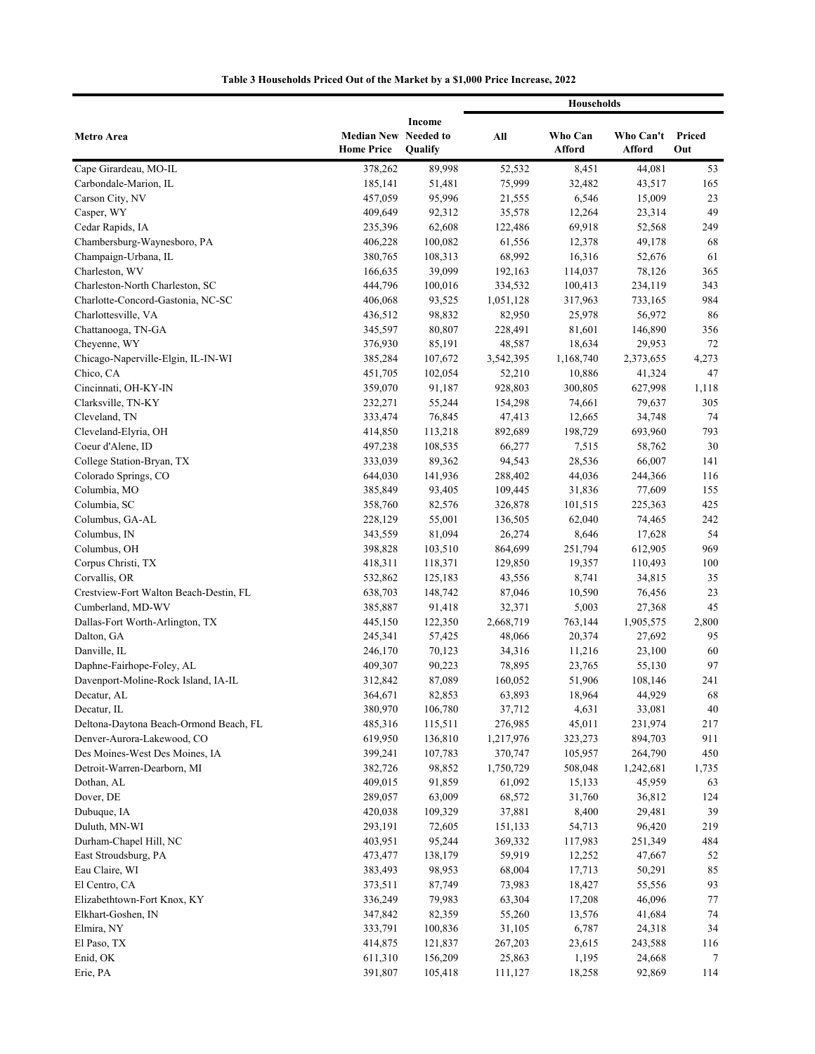**Table 3 Households Priced Out of the Market by a $1,000 Price Increase, 2022**

| Metro Area | Median New Home Price | Income Needed to Qualify | Households | | | |
|---|---|---|---|---|---|---|
| | | | All | Who Can Afford | Who Can't Afford | Priced Out |
| Cape Girardeau, MO-IL | 378,262 | 89,998 | 52,532 | 8,451 | 44,081 | 53 |
| Carbondale-Marion, IL | 185,141 | 51,481 | 75,999 | 32,482 | 43,517 | 165 |
| Carson City, NV | 457,059 | 95,996 | 21,555 | 6,546 | 15,009 | 23 |
| Casper, WY | 409,649 | 92,312 | 35,578 | 12,264 | 23,314 | 49 |
| Cedar Rapids, IA | 235,396 | 62,608 | 122,486 | 69,918 | 52,568 | 249 |
| Chambersburg-Waynesboro, PA | 406,228 | 100,082 | 61,556 | 12,378 | 49,178 | 68 |
| Champaign-Urbana, IL | 380,765 | 108,313 | 68,992 | 16,316 | 52,676 | 61 |
| Charleston, WV | 166,635 | 39,099 | 192,163 | 114,037 | 78,126 | 365 |
| Charleston-North Charleston, SC | 444,796 | 100,016 | 334,532 | 100,413 | 234,119 | 343 |
| Charlotte-Concord-Gastonia, NC-SC | 406,068 | 93,525 | 1,051,128 | 317,963 | 733,165 | 984 |
| Charlottesville, VA | 436,512 | 98,832 | 82,950 | 25,978 | 56,972 | 86 |
| Chattanooga, TN-GA | 345,597 | 80,807 | 228,491 | 81,601 | 146,890 | 356 |
| Cheyenne, WY | 376,930 | 85,191 | 48,587 | 18,634 | 29,953 | 72 |
| Chicago-Naperville-Elgin, IL-IN-WI | 385,284 | 107,672 | 3,542,395 | 1,168,740 | 2,373,655 | 4,273 |
| Chico, CA | 451,705 | 102,054 | 52,210 | 10,886 | 41,324 | 47 |
| Cincinnati, OH-KY-IN | 359,070 | 91,187 | 928,803 | 300,805 | 627,998 | 1,118 |
| Clarksville, TN-KY | 232,271 | 55,244 | 154,298 | 74,661 | 79,637 | 305 |
| Cleveland, TN | 333,474 | 76,845 | 47,413 | 12,665 | 34,748 | 74 |
| Cleveland-Elyria, OH | 414,850 | 113,218 | 892,689 | 198,729 | 693,960 | 793 |
| Coeur d'Alene, ID | 497,238 | 108,535 | 66,277 | 7,515 | 58,762 | 30 |
| College Station-Bryan, TX | 333,039 | 89,362 | 94,543 | 28,536 | 66,007 | 141 |
| Colorado Springs, CO | 644,030 | 141,936 | 288,402 | 44,036 | 244,366 | 116 |
| Columbia, MO | 385,849 | 93,405 | 109,445 | 31,836 | 77,609 | 155 |
| Columbia, SC | 358,760 | 82,576 | 326,878 | 101,515 | 225,363 | 425 |
| Columbus, GA-AL | 228,129 | 55,001 | 136,505 | 62,040 | 74,465 | 242 |
| Columbus, IN | 343,559 | 81,094 | 26,274 | 8,646 | 17,628 | 54 |
| Columbus, OH | 398,828 | 103,510 | 864,699 | 251,794 | 612,905 | 969 |
| Corpus Christi, TX | 418,311 | 118,371 | 129,850 | 19,357 | 110,493 | 100 |
| Corvallis, OR | 532,862 | 125,183 | 43,556 | 8,741 | 34,815 | 35 |
| Crestview-Fort Walton Beach-Destin, FL | 638,703 | 148,742 | 87,046 | 10,590 | 76,456 | 23 |
| Cumberland, MD-WV | 385,887 | 91,418 | 32,371 | 5,003 | 27,368 | 45 |
| Dallas-Fort Worth-Arlington, TX | 445,150 | 122,350 | 2,668,719 | 763,144 | 1,905,575 | 2,800 |
| Dalton, GA | 245,341 | 57,425 | 48,066 | 20,374 | 27,692 | 95 |
| Danville, IL | 246,170 | 70,123 | 34,316 | 11,216 | 23,100 | 60 |
| Daphne-Fairhope-Foley, AL | 409,307 | 90,223 | 78,895 | 23,765 | 55,130 | 97 |
| Davenport-Moline-Rock Island, IA-IL | 312,842 | 87,089 | 160,052 | 51,906 | 108,146 | 241 |
| Decatur, AL | 364,671 | 82,853 | 63,893 | 18,964 | 44,929 | 68 |
| Decatur, IL | 380,970 | 106,780 | 37,712 | 4,631 | 33,081 | 40 |
| Deltona-Daytona Beach-Ormond Beach, FL | 485,316 | 115,511 | 276,985 | 45,011 | 231,974 | 217 |
| Denver-Aurora-Lakewood, CO | 619,950 | 136,810 | 1,217,976 | 323,273 | 894,703 | 911 |
| Des Moines-West Des Moines, IA | 399,241 | 107,783 | 370,747 | 105,957 | 264,790 | 450 |
| Detroit-Warren-Dearborn, MI | 382,726 | 98,852 | 1,750,729 | 508,048 | 1,242,681 | 1,735 |
| Dothan, AL | 409,015 | 91,859 | 61,092 | 15,133 | 45,959 | 63 |
| Dover, DE | 289,057 | 63,009 | 68,572 | 31,760 | 36,812 | 124 |
| Dubuque, IA | 420,038 | 109,329 | 37,881 | 8,400 | 29,481 | 39 |
| Duluth, MN-WI | 293,191 | 72,605 | 151,133 | 54,713 | 96,420 | 219 |
| Durham-Chapel Hill, NC | 403,951 | 95,244 | 369,332 | 117,983 | 251,349 | 484 |
| East Stroudsburg, PA | 473,477 | 138,179 | 59,919 | 12,252 | 47,667 | 52 |
| Eau Claire, WI | 383,493 | 98,953 | 68,004 | 17,713 | 50,291 | 85 |
| El Centro, CA | 373,511 | 87,749 | 73,983 | 18,427 | 55,556 | 93 |
| Elizabethtown-Fort Knox, KY | 336,249 | 79,983 | 63,304 | 17,208 | 46,096 | 77 |
| Elkhart-Goshen, IN | 347,842 | 82,359 | 55,260 | 13,576 | 41,684 | 74 |
| Elmira, NY | 333,791 | 100,836 | 31,105 | 6,787 | 24,318 | 34 |
| El Paso, TX | 414,875 | 121,837 | 267,203 | 23,615 | 243,588 | 116 |
| Enid, OK | 611,310 | 156,209 | 25,863 | 1,195 | 24,668 | 7 |
| Erie, PA | 391,807 | 105,418 | 111,127 | 18,258 | 92,869 | 114 |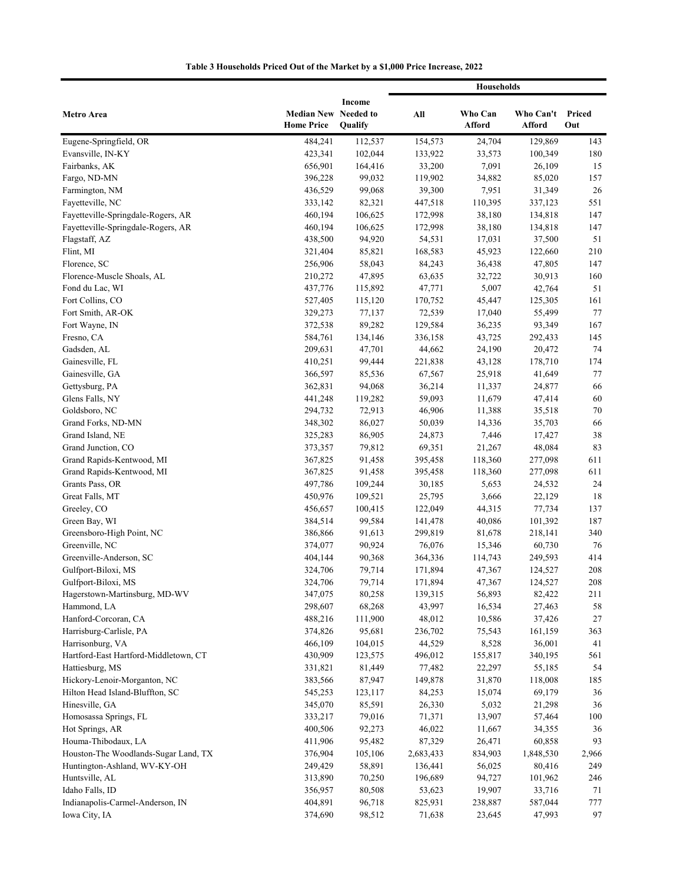**Table 3 Households Priced Out of the Market by a $1,000 Price Increase, 2022**

| Metro Area | Median New Home Price | Income Needed to Qualify | Households | | | |
|---|---|---|---|---|---|---|
| | | | All | Who Can Afford | Who Can't Afford | Priced Out |
| Eugene-Springfield, OR | 484,241 | 112,537 | 154,573 | 24,704 | 129,869 | 143 |
| Evansville, IN-KY | 423,341 | 102,044 | 133,922 | 33,573 | 100,349 | 180 |
| Fairbanks, AK | 656,901 | 164,416 | 33,200 | 7,091 | 26,109 | 15 |
| Fargo, ND-MN | 396,228 | 99,032 | 119,902 | 34,882 | 85,020 | 157 |
| Farmington, NM | 436,529 | 99,068 | 39,300 | 7,951 | 31,349 | 26 |
| Fayetteville, NC | 333,142 | 82,321 | 447,518 | 110,395 | 337,123 | 551 |
| Fayetteville-Springdale-Rogers, AR | 460,194 | 106,625 | 172,998 | 38,180 | 134,818 | 147 |
| Fayetteville-Springdale-Rogers, AR | 460,194 | 106,625 | 172,998 | 38,180 | 134,818 | 147 |
| Flagstaff, AZ | 438,500 | 94,920 | 54,531 | 17,031 | 37,500 | 51 |
| Flint, MI | 321,404 | 85,821 | 168,583 | 45,923 | 122,660 | 210 |
| Florence, SC | 256,906 | 58,043 | 84,243 | 36,438 | 47,805 | 147 |
| Florence-Muscle Shoals, AL | 210,272 | 47,895 | 63,635 | 32,722 | 30,913 | 160 |
| Fond du Lac, WI | 437,776 | 115,892 | 47,771 | 5,007 | 42,764 | 51 |
| Fort Collins, CO | 527,405 | 115,120 | 170,752 | 45,447 | 125,305 | 161 |
| Fort Smith, AR-OK | 329,273 | 77,137 | 72,539 | 17,040 | 55,499 | 77 |
| Fort Wayne, IN | 372,538 | 89,282 | 129,584 | 36,235 | 93,349 | 167 |
| Fresno, CA | 584,761 | 134,146 | 336,158 | 43,725 | 292,433 | 145 |
| Gadsden, AL | 209,631 | 47,701 | 44,662 | 24,190 | 20,472 | 74 |
| Gainesville, FL | 410,251 | 99,444 | 221,838 | 43,128 | 178,710 | 174 |
| Gainesville, GA | 366,597 | 85,536 | 67,567 | 25,918 | 41,649 | 77 |
| Gettysburg, PA | 362,831 | 94,068 | 36,214 | 11,337 | 24,877 | 66 |
| Glens Falls, NY | 441,248 | 119,282 | 59,093 | 11,679 | 47,414 | 60 |
| Goldsboro, NC | 294,732 | 72,913 | 46,906 | 11,388 | 35,518 | 70 |
| Grand Forks, ND-MN | 348,302 | 86,027 | 50,039 | 14,336 | 35,703 | 66 |
| Grand Island, NE | 325,283 | 86,905 | 24,873 | 7,446 | 17,427 | 38 |
| Grand Junction, CO | 373,357 | 79,812 | 69,351 | 21,267 | 48,084 | 83 |
| Grand Rapids-Kentwood, MI | 367,825 | 91,458 | 395,458 | 118,360 | 277,098 | 611 |
| Grand Rapids-Kentwood, MI | 367,825 | 91,458 | 395,458 | 118,360 | 277,098 | 611 |
| Grants Pass, OR | 497,786 | 109,244 | 30,185 | 5,653 | 24,532 | 24 |
| Great Falls, MT | 450,976 | 109,521 | 25,795 | 3,666 | 22,129 | 18 |
| Greeley, CO | 456,657 | 100,415 | 122,049 | 44,315 | 77,734 | 137 |
| Green Bay, WI | 384,514 | 99,584 | 141,478 | 40,086 | 101,392 | 187 |
| Greensboro-High Point, NC | 386,866 | 91,613 | 299,819 | 81,678 | 218,141 | 340 |
| Greenville, NC | 374,077 | 90,924 | 76,076 | 15,346 | 60,730 | 76 |
| Greenville-Anderson, SC | 404,144 | 90,368 | 364,336 | 114,743 | 249,593 | 414 |
| Gulfport-Biloxi, MS | 324,706 | 79,714 | 171,894 | 47,367 | 124,527 | 208 |
| Gulfport-Biloxi, MS | 324,706 | 79,714 | 171,894 | 47,367 | 124,527 | 208 |
| Hagerstown-Martinsburg, MD-WV | 347,075 | 80,258 | 139,315 | 56,893 | 82,422 | 211 |
| Hammond, LA | 298,607 | 68,268 | 43,997 | 16,534 | 27,463 | 58 |
| Hanford-Corcoran, CA | 488,216 | 111,900 | 48,012 | 10,586 | 37,426 | 27 |
| Harrisburg-Carlisle, PA | 374,826 | 95,681 | 236,702 | 75,543 | 161,159 | 363 |
| Harrisonburg, VA | 466,109 | 104,015 | 44,529 | 8,528 | 36,001 | 41 |
| Hartford-East Hartford-Middletown, CT | 430,909 | 123,575 | 496,012 | 155,817 | 340,195 | 561 |
| Hattiesburg, MS | 331,821 | 81,449 | 77,482 | 22,297 | 55,185 | 54 |
| Hickory-Lenoir-Morganton, NC | 383,566 | 87,947 | 149,878 | 31,870 | 118,008 | 185 |
| Hilton Head Island-Bluffton, SC | 545,253 | 123,117 | 84,253 | 15,074 | 69,179 | 36 |
| Hinesville, GA | 345,070 | 85,591 | 26,330 | 5,032 | 21,298 | 36 |
| Homosassa Springs, FL | 333,217 | 79,016 | 71,371 | 13,907 | 57,464 | 100 |
| Hot Springs, AR | 400,506 | 92,273 | 46,022 | 11,667 | 34,355 | 36 |
| Houma-Thibodaux, LA | 411,906 | 95,482 | 87,329 | 26,471 | 60,858 | 93 |
| Houston-The Woodlands-Sugar Land, TX | 376,904 | 105,106 | 2,683,433 | 834,903 | 1,848,530 | 2,966 |
| Huntington-Ashland, WV-KY-OH | 249,429 | 58,891 | 136,441 | 56,025 | 80,416 | 249 |
| Huntsville, AL | 313,890 | 70,250 | 196,689 | 94,727 | 101,962 | 246 |
| Idaho Falls, ID | 356,957 | 80,508 | 53,623 | 19,907 | 33,716 | 71 |
| Indianapolis-Carmel-Anderson, IN | 404,891 | 96,718 | 825,931 | 238,887 | 587,044 | 777 |
| Iowa City, IA | 374,690 | 98,512 | 71,638 | 23,645 | 47,993 | 97 |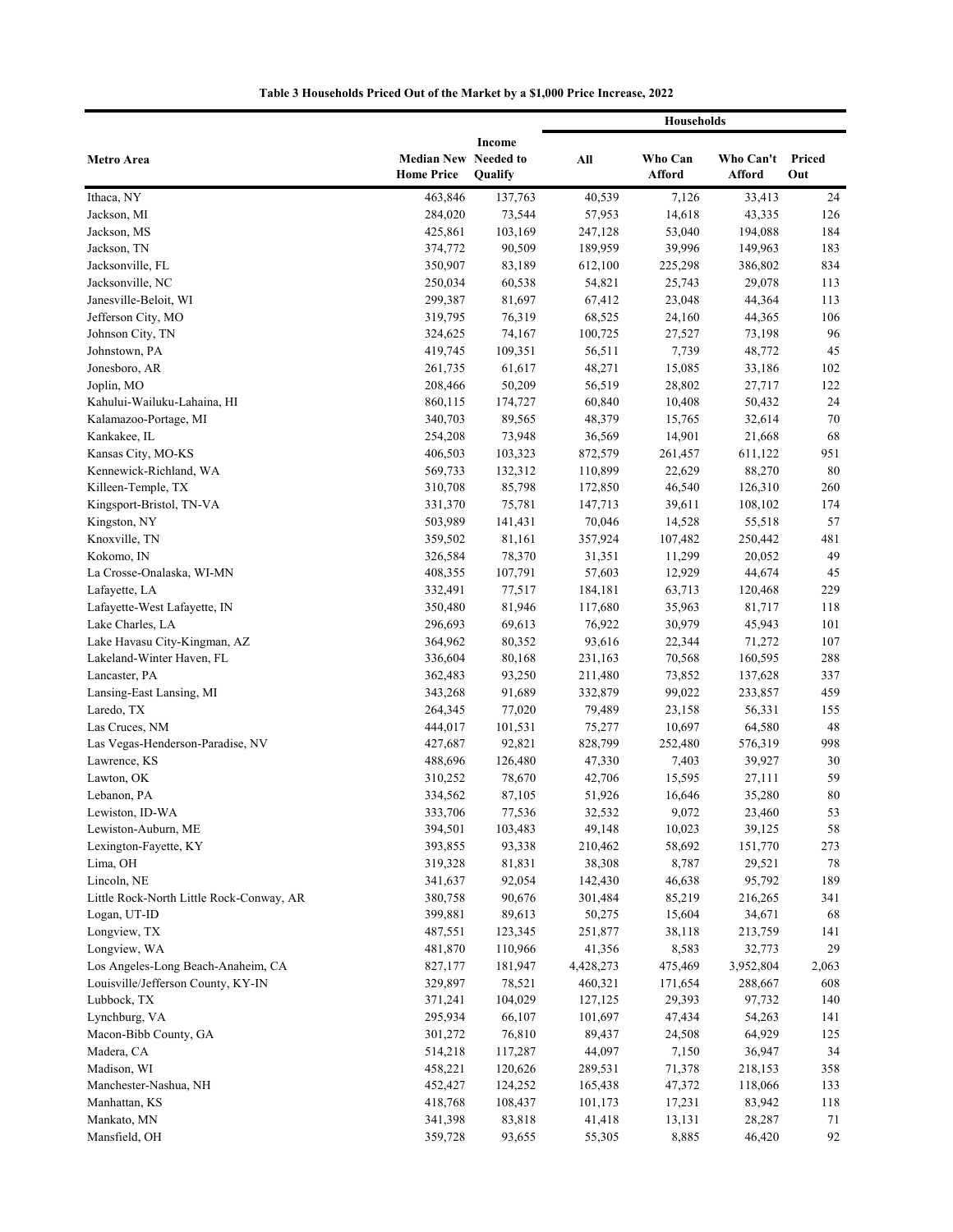**Table 3 Households Priced Out of the Market by a $1,000 Price Increase, 2022**

| Metro Area | Median New Home Price | Income Needed to Qualify | Households | | | |
|---|---|---|---|---|---|---|
| | | | All | Who Can Afford | Who Can't Afford | Priced Out |
| Ithaca, NY | 463,846 | 137,763 | 40,539 | 7,126 | 33,413 | 24 |
| Jackson, MI | 284,020 | 73,544 | 57,953 | 14,618 | 43,335 | 126 |
| Jackson, MS | 425,861 | 103,169 | 247,128 | 53,040 | 194,088 | 184 |
| Jackson, TN | 374,772 | 90,509 | 189,959 | 39,996 | 149,963 | 183 |
| Jacksonville, FL | 350,907 | 83,189 | 612,100 | 225,298 | 386,802 | 834 |
| Jacksonville, NC | 250,034 | 60,538 | 54,821 | 25,743 | 29,078 | 113 |
| Janesville-Beloit, WI | 299,387 | 81,697 | 67,412 | 23,048 | 44,364 | 113 |
| Jefferson City, MO | 319,795 | 76,319 | 68,525 | 24,160 | 44,365 | 106 |
| Johnson City, TN | 324,625 | 74,167 | 100,725 | 27,527 | 73,198 | 96 |
| Johnstown, PA | 419,745 | 109,351 | 56,511 | 7,739 | 48,772 | 45 |
| Jonesboro, AR | 261,735 | 61,617 | 48,271 | 15,085 | 33,186 | 102 |
| Joplin, MO | 208,466 | 50,209 | 56,519 | 28,802 | 27,717 | 122 |
| Kahului-Wailuku-Lahaina, HI | 860,115 | 174,727 | 60,840 | 10,408 | 50,432 | 24 |
| Kalamazoo-Portage, MI | 340,703 | 89,565 | 48,379 | 15,765 | 32,614 | 70 |
| Kankakee, IL | 254,208 | 73,948 | 36,569 | 14,901 | 21,668 | 68 |
| Kansas City, MO-KS | 406,503 | 103,323 | 872,579 | 261,457 | 611,122 | 951 |
| Kennewick-Richland, WA | 569,733 | 132,312 | 110,899 | 22,629 | 88,270 | 80 |
| Killeen-Temple, TX | 310,708 | 85,798 | 172,850 | 46,540 | 126,310 | 260 |
| Kingsport-Bristol, TN-VA | 331,370 | 75,781 | 147,713 | 39,611 | 108,102 | 174 |
| Kingston, NY | 503,989 | 141,431 | 70,046 | 14,528 | 55,518 | 57 |
| Knoxville, TN | 359,502 | 81,161 | 357,924 | 107,482 | 250,442 | 481 |
| Kokomo, IN | 326,584 | 78,370 | 31,351 | 11,299 | 20,052 | 49 |
| La Crosse-Onalaska, WI-MN | 408,355 | 107,791 | 57,603 | 12,929 | 44,674 | 45 |
| Lafayette, LA | 332,491 | 77,517 | 184,181 | 63,713 | 120,468 | 229 |
| Lafayette-West Lafayette, IN | 350,480 | 81,946 | 117,680 | 35,963 | 81,717 | 118 |
| Lake Charles, LA | 296,693 | 69,613 | 76,922 | 30,979 | 45,943 | 101 |
| Lake Havasu City-Kingman, AZ | 364,962 | 80,352 | 93,616 | 22,344 | 71,272 | 107 |
| Lakeland-Winter Haven, FL | 336,604 | 80,168 | 231,163 | 70,568 | 160,595 | 288 |
| Lancaster, PA | 362,483 | 93,250 | 211,480 | 73,852 | 137,628 | 337 |
| Lansing-East Lansing, MI | 343,268 | 91,689 | 332,879 | 99,022 | 233,857 | 459 |
| Laredo, TX | 264,345 | 77,020 | 79,489 | 23,158 | 56,331 | 155 |
| Las Cruces, NM | 444,017 | 101,531 | 75,277 | 10,697 | 64,580 | 48 |
| Las Vegas-Henderson-Paradise, NV | 427,687 | 92,821 | 828,799 | 252,480 | 576,319 | 998 |
| Lawrence, KS | 488,696 | 126,480 | 47,330 | 7,403 | 39,927 | 30 |
| Lawton, OK | 310,252 | 78,670 | 42,706 | 15,595 | 27,111 | 59 |
| Lebanon, PA | 334,562 | 87,105 | 51,926 | 16,646 | 35,280 | 80 |
| Lewiston, ID-WA | 333,706 | 77,536 | 32,532 | 9,072 | 23,460 | 53 |
| Lewiston-Auburn, ME | 394,501 | 103,483 | 49,148 | 10,023 | 39,125 | 58 |
| Lexington-Fayette, KY | 393,855 | 93,338 | 210,462 | 58,692 | 151,770 | 273 |
| Lima, OH | 319,328 | 81,831 | 38,308 | 8,787 | 29,521 | 78 |
| Lincoln, NE | 341,637 | 92,054 | 142,430 | 46,638 | 95,792 | 189 |
| Little Rock-North Little Rock-Conway, AR | 380,758 | 90,676 | 301,484 | 85,219 | 216,265 | 341 |
| Logan, UT-ID | 399,881 | 89,613 | 50,275 | 15,604 | 34,671 | 68 |
| Longview, TX | 487,551 | 123,345 | 251,877 | 38,118 | 213,759 | 141 |
| Longview, WA | 481,870 | 110,966 | 41,356 | 8,583 | 32,773 | 29 |
| Los Angeles-Long Beach-Anaheim, CA | 827,177 | 181,947 | 4,428,273 | 475,469 | 3,952,804 | 2,063 |
| Louisville/Jefferson County, KY-IN | 329,897 | 78,521 | 460,321 | 171,654 | 288,667 | 608 |
| Lubbock, TX | 371,241 | 104,029 | 127,125 | 29,393 | 97,732 | 140 |
| Lynchburg, VA | 295,934 | 66,107 | 101,697 | 47,434 | 54,263 | 141 |
| Macon-Bibb County, GA | 301,272 | 76,810 | 89,437 | 24,508 | 64,929 | 125 |
| Madera, CA | 514,218 | 117,287 | 44,097 | 7,150 | 36,947 | 34 |
| Madison, WI | 458,221 | 120,626 | 289,531 | 71,378 | 218,153 | 358 |
| Manchester-Nashua, NH | 452,427 | 124,252 | 165,438 | 47,372 | 118,066 | 133 |
| Manhattan, KS | 418,768 | 108,437 | 101,173 | 17,231 | 83,942 | 118 |
| Mankato, MN | 341,398 | 83,818 | 41,418 | 13,131 | 28,287 | 71 |
| Mansfield, OH | 359,728 | 93,655 | 55,305 | 8,885 | 46,420 | 92 |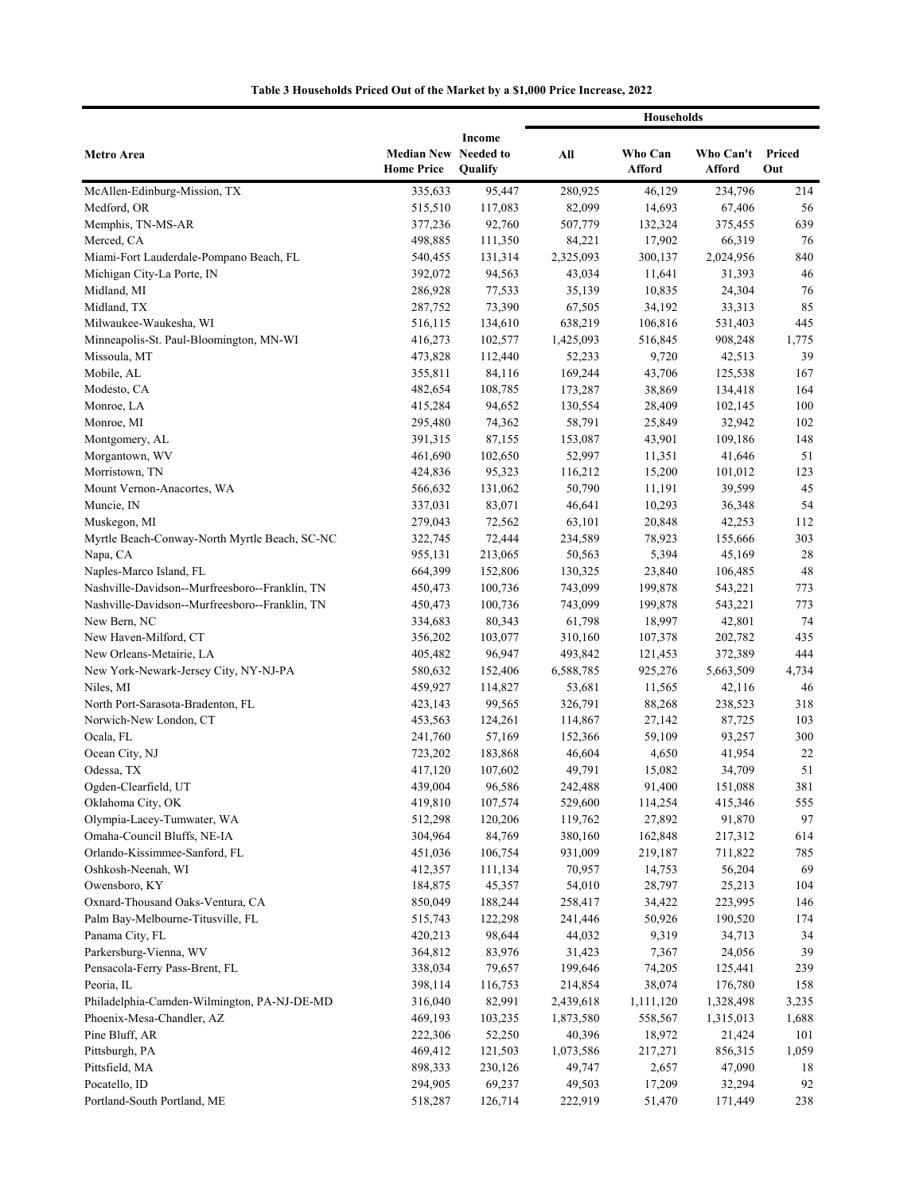**Table 3 Households Priced Out of the Market by a $1,000 Price Increase, 2022**

| Metro Area | Median New Home Price | Income Needed to Qualify | Households | | | |
|---|---|---|---|---|---|---|
| | | | All | Who Can Afford | Who Can't Afford | Priced Out |
| McAllen-Edinburg-Mission, TX | 335,633 | 95,447 | 280,925 | 46,129 | 234,796 | 214 |
| Medford, OR | 515,510 | 117,083 | 82,099 | 14,693 | 67,406 | 56 |
| Memphis, TN-MS-AR | 377,236 | 92,760 | 507,779 | 132,324 | 375,455 | 639 |
| Merced, CA | 498,885 | 111,350 | 84,221 | 17,902 | 66,319 | 76 |
| Miami-Fort Lauderdale-Pompano Beach, FL | 540,455 | 131,314 | 2,325,093 | 300,137 | 2,024,956 | 840 |
| Michigan City-La Porte, IN | 392,072 | 94,563 | 43,034 | 11,641 | 31,393 | 46 |
| Midland, MI | 286,928 | 77,533 | 35,139 | 10,835 | 24,304 | 76 |
| Midland, TX | 287,752 | 73,390 | 67,505 | 34,192 | 33,313 | 85 |
| Milwaukee-Waukesha, WI | 516,115 | 134,610 | 638,219 | 106,816 | 531,403 | 445 |
| Minneapolis-St. Paul-Bloomington, MN-WI | 416,273 | 102,577 | 1,425,093 | 516,845 | 908,248 | 1,775 |
| Missoula, MT | 473,828 | 112,440 | 52,233 | 9,720 | 42,513 | 39 |
| Mobile, AL | 355,811 | 84,116 | 169,244 | 43,706 | 125,538 | 167 |
| Modesto, CA | 482,654 | 108,785 | 173,287 | 38,869 | 134,418 | 164 |
| Monroe, LA | 415,284 | 94,652 | 130,554 | 28,409 | 102,145 | 100 |
| Monroe, MI | 295,480 | 74,362 | 58,791 | 25,849 | 32,942 | 102 |
| Montgomery, AL | 391,315 | 87,155 | 153,087 | 43,901 | 109,186 | 148 |
| Morgantown, WV | 461,690 | 102,650 | 52,997 | 11,351 | 41,646 | 51 |
| Morristown, TN | 424,836 | 95,323 | 116,212 | 15,200 | 101,012 | 123 |
| Mount Vernon-Anacortes, WA | 566,632 | 131,062 | 50,790 | 11,191 | 39,599 | 45 |
| Muncie, IN | 337,031 | 83,071 | 46,641 | 10,293 | 36,348 | 54 |
| Muskegon, MI | 279,043 | 72,562 | 63,101 | 20,848 | 42,253 | 112 |
| Myrtle Beach-Conway-North Myrtle Beach, SC-NC | 322,745 | 72,444 | 234,589 | 78,923 | 155,666 | 303 |
| Napa, CA | 955,131 | 213,065 | 50,563 | 5,394 | 45,169 | 28 |
| Naples-Marco Island, FL | 664,399 | 152,806 | 130,325 | 23,840 | 106,485 | 48 |
| Nashville-Davidson--Murfreesboro--Franklin, TN | 450,473 | 100,736 | 743,099 | 199,878 | 543,221 | 773 |
| Nashville-Davidson--Murfreesboro--Franklin, TN | 450,473 | 100,736 | 743,099 | 199,878 | 543,221 | 773 |
| New Bern, NC | 334,683 | 80,343 | 61,798 | 18,997 | 42,801 | 74 |
| New Haven-Milford, CT | 356,202 | 103,077 | 310,160 | 107,378 | 202,782 | 435 |
| New Orleans-Metairie, LA | 405,482 | 96,947 | 493,842 | 121,453 | 372,389 | 444 |
| New York-Newark-Jersey City, NY-NJ-PA | 580,632 | 152,406 | 6,588,785 | 925,276 | 5,663,509 | 4,734 |
| Niles, MI | 459,927 | 114,827 | 53,681 | 11,565 | 42,116 | 46 |
| North Port-Sarasota-Bradenton, FL | 423,143 | 99,565 | 326,791 | 88,268 | 238,523 | 318 |
| Norwich-New London, CT | 453,563 | 124,261 | 114,867 | 27,142 | 87,725 | 103 |
| Ocala, FL | 241,760 | 57,169 | 152,366 | 59,109 | 93,257 | 300 |
| Ocean City, NJ | 723,202 | 183,868 | 46,604 | 4,650 | 41,954 | 22 |
| Odessa, TX | 417,120 | 107,602 | 49,791 | 15,082 | 34,709 | 51 |
| Ogden-Clearfield, UT | 439,004 | 96,586 | 242,488 | 91,400 | 151,088 | 381 |
| Oklahoma City, OK | 419,810 | 107,574 | 529,600 | 114,254 | 415,346 | 555 |
| Olympia-Lacey-Tumwater, WA | 512,298 | 120,206 | 119,762 | 27,892 | 91,870 | 97 |
| Omaha-Council Bluffs, NE-IA | 304,964 | 84,769 | 380,160 | 162,848 | 217,312 | 614 |
| Orlando-Kissimmee-Sanford, FL | 451,036 | 106,754 | 931,009 | 219,187 | 711,822 | 785 |
| Oshkosh-Neenah, WI | 412,357 | 111,134 | 70,957 | 14,753 | 56,204 | 69 |
| Owensboro, KY | 184,875 | 45,357 | 54,010 | 28,797 | 25,213 | 104 |
| Oxnard-Thousand Oaks-Ventura, CA | 850,049 | 188,244 | 258,417 | 34,422 | 223,995 | 146 |
| Palm Bay-Melbourne-Titusville, FL | 515,743 | 122,298 | 241,446 | 50,926 | 190,520 | 174 |
| Panama City, FL | 420,213 | 98,644 | 44,032 | 9,319 | 34,713 | 34 |
| Parkersburg-Vienna, WV | 364,812 | 83,976 | 31,423 | 7,367 | 24,056 | 39 |
| Pensacola-Ferry Pass-Brent, FL | 338,034 | 79,657 | 199,646 | 74,205 | 125,441 | 239 |
| Peoria, IL | 398,114 | 116,753 | 214,854 | 38,074 | 176,780 | 158 |
| Philadelphia-Camden-Wilmington, PA-NJ-DE-MD | 316,040 | 82,991 | 2,439,618 | 1,111,120 | 1,328,498 | 3,235 |
| Phoenix-Mesa-Chandler, AZ | 469,193 | 103,235 | 1,873,580 | 558,567 | 1,315,013 | 1,688 |
| Pine Bluff, AR | 222,306 | 52,250 | 40,396 | 18,972 | 21,424 | 101 |
| Pittsburgh, PA | 469,412 | 121,503 | 1,073,586 | 217,271 | 856,315 | 1,059 |
| Pittsfield, MA | 898,333 | 230,126 | 49,747 | 2,657 | 47,090 | 18 |
| Pocatello, ID | 294,905 | 69,237 | 49,503 | 17,209 | 32,294 | 92 |
| Portland-South Portland, ME | 518,287 | 126,714 | 222,919 | 51,470 | 171,449 | 238 |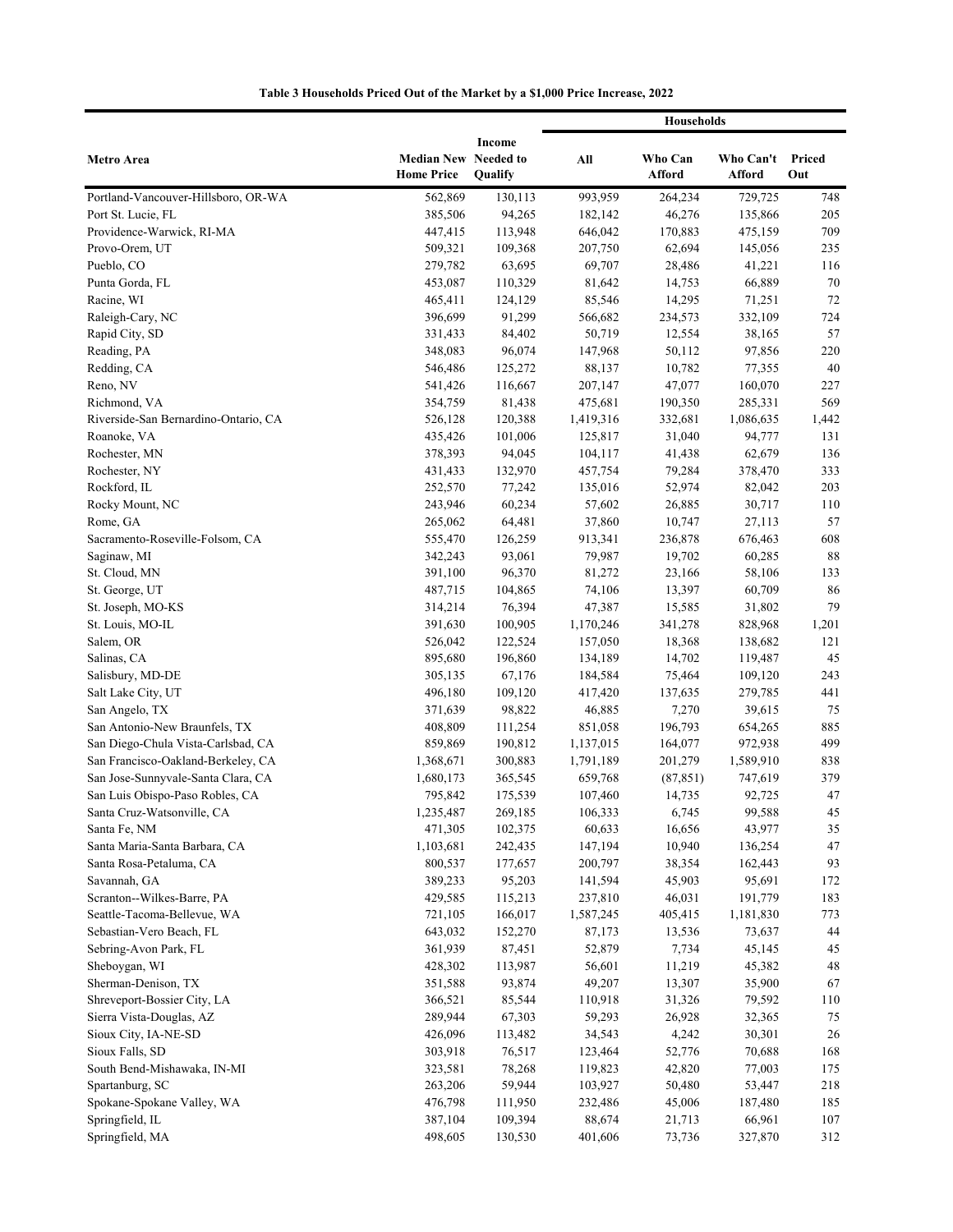**Table 3 Households Priced Out of the Market by a $1,000 Price Increase, 2022**

| Metro Area | Median New Home Price | Income Needed to Qualify | Households | | | |
|---|---|---|---|---|---|---|
| | | | All | Who Can Afford | Who Can't Afford | Priced Out |
| Portland-Vancouver-Hillsboro, OR-WA | 562,869 | 130,113 | 993,959 | 264,234 | 729,725 | 748 |
| Port St. Lucie, FL | 385,506 | 94,265 | 182,142 | 46,276 | 135,866 | 205 |
| Providence-Warwick, RI-MA | 447,415 | 113,948 | 646,042 | 170,883 | 475,159 | 709 |
| Provo-Orem, UT | 509,321 | 109,368 | 207,750 | 62,694 | 145,056 | 235 |
| Pueblo, CO | 279,782 | 63,695 | 69,707 | 28,486 | 41,221 | 116 |
| Punta Gorda, FL | 453,087 | 110,329 | 81,642 | 14,753 | 66,889 | 70 |
| Racine, WI | 465,411 | 124,129 | 85,546 | 14,295 | 71,251 | 72 |
| Raleigh-Cary, NC | 396,699 | 91,299 | 566,682 | 234,573 | 332,109 | 724 |
| Rapid City, SD | 331,433 | 84,402 | 50,719 | 12,554 | 38,165 | 57 |
| Reading, PA | 348,083 | 96,074 | 147,968 | 50,112 | 97,856 | 220 |
| Redding, CA | 546,486 | 125,272 | 88,137 | 10,782 | 77,355 | 40 |
| Reno, NV | 541,426 | 116,667 | 207,147 | 47,077 | 160,070 | 227 |
| Richmond, VA | 354,759 | 81,438 | 475,681 | 190,350 | 285,331 | 569 |
| Riverside-San Bernardino-Ontario, CA | 526,128 | 120,388 | 1,419,316 | 332,681 | 1,086,635 | 1,442 |
| Roanoke, VA | 435,426 | 101,006 | 125,817 | 31,040 | 94,777 | 131 |
| Rochester, MN | 378,393 | 94,045 | 104,117 | 41,438 | 62,679 | 136 |
| Rochester, NY | 431,433 | 132,970 | 457,754 | 79,284 | 378,470 | 333 |
| Rockford, IL | 252,570 | 77,242 | 135,016 | 52,974 | 82,042 | 203 |
| Rocky Mount, NC | 243,946 | 60,234 | 57,602 | 26,885 | 30,717 | 110 |
| Rome, GA | 265,062 | 64,481 | 37,860 | 10,747 | 27,113 | 57 |
| Sacramento-Roseville-Folsom, CA | 555,470 | 126,259 | 913,341 | 236,878 | 676,463 | 608 |
| Saginaw, MI | 342,243 | 93,061 | 79,987 | 19,702 | 60,285 | 88 |
| St. Cloud, MN | 391,100 | 96,370 | 81,272 | 23,166 | 58,106 | 133 |
| St. George, UT | 487,715 | 104,865 | 74,106 | 13,397 | 60,709 | 86 |
| St. Joseph, MO-KS | 314,214 | 76,394 | 47,387 | 15,585 | 31,802 | 79 |
| St. Louis, MO-IL | 391,630 | 100,905 | 1,170,246 | 341,278 | 828,968 | 1,201 |
| Salem, OR | 526,042 | 122,524 | 157,050 | 18,368 | 138,682 | 121 |
| Salinas, CA | 895,680 | 196,860 | 134,189 | 14,702 | 119,487 | 45 |
| Salisbury, MD-DE | 305,135 | 67,176 | 184,584 | 75,464 | 109,120 | 243 |
| Salt Lake City, UT | 496,180 | 109,120 | 417,420 | 137,635 | 279,785 | 441 |
| San Angelo, TX | 371,639 | 98,822 | 46,885 | 7,270 | 39,615 | 75 |
| San Antonio-New Braunfels, TX | 408,809 | 111,254 | 851,058 | 196,793 | 654,265 | 885 |
| San Diego-Chula Vista-Carlsbad, CA | 859,869 | 190,812 | 1,137,015 | 164,077 | 972,938 | 499 |
| San Francisco-Oakland-Berkeley, CA | 1,368,671 | 300,883 | 1,791,189 | 201,279 | 1,589,910 | 838 |
| San Jose-Sunnyvale-Santa Clara, CA | 1,680,173 | 365,545 | 659,768 | (87,851) | 747,619 | 379 |
| San Luis Obispo-Paso Robles, CA | 795,842 | 175,539 | 107,460 | 14,735 | 92,725 | 47 |
| Santa Cruz-Watsonville, CA | 1,235,487 | 269,185 | 106,333 | 6,745 | 99,588 | 45 |
| Santa Fe, NM | 471,305 | 102,375 | 60,633 | 16,656 | 43,977 | 35 |
| Santa Maria-Santa Barbara, CA | 1,103,681 | 242,435 | 147,194 | 10,940 | 136,254 | 47 |
| Santa Rosa-Petaluma, CA | 800,537 | 177,657 | 200,797 | 38,354 | 162,443 | 93 |
| Savannah, GA | 389,233 | 95,203 | 141,594 | 45,903 | 95,691 | 172 |
| Scranton--Wilkes-Barre, PA | 429,585 | 115,213 | 237,810 | 46,031 | 191,779 | 183 |
| Seattle-Tacoma-Bellevue, WA | 721,105 | 166,017 | 1,587,245 | 405,415 | 1,181,830 | 773 |
| Sebastian-Vero Beach, FL | 643,032 | 152,270 | 87,173 | 13,536 | 73,637 | 44 |
| Sebring-Avon Park, FL | 361,939 | 87,451 | 52,879 | 7,734 | 45,145 | 45 |
| Sheboygan, WI | 428,302 | 113,987 | 56,601 | 11,219 | 45,382 | 48 |
| Sherman-Denison, TX | 351,588 | 93,874 | 49,207 | 13,307 | 35,900 | 67 |
| Shreveport-Bossier City, LA | 366,521 | 85,544 | 110,918 | 31,326 | 79,592 | 110 |
| Sierra Vista-Douglas, AZ | 289,944 | 67,303 | 59,293 | 26,928 | 32,365 | 75 |
| Sioux City, IA-NE-SD | 426,096 | 113,482 | 34,543 | 4,242 | 30,301 | 26 |
| Sioux Falls, SD | 303,918 | 76,517 | 123,464 | 52,776 | 70,688 | 168 |
| South Bend-Mishawaka, IN-MI | 323,581 | 78,268 | 119,823 | 42,820 | 77,003 | 175 |
| Spartanburg, SC | 263,206 | 59,944 | 103,927 | 50,480 | 53,447 | 218 |
| Spokane-Spokane Valley, WA | 476,798 | 111,950 | 232,486 | 45,006 | 187,480 | 185 |
| Springfield, IL | 387,104 | 109,394 | 88,674 | 21,713 | 66,961 | 107 |
| Springfield, MA | 498,605 | 130,530 | 401,606 | 73,736 | 327,870 | 312 |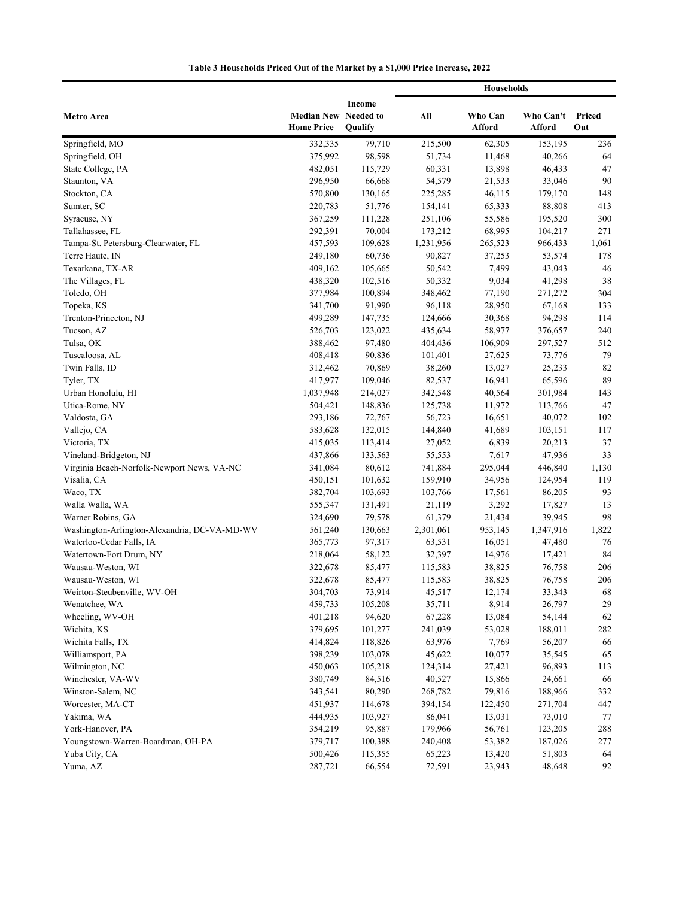**Table 3 Households Priced Out of the Market by a $1,000 Price Increase, 2022**

| Metro Area | Median New Home Price | Income Needed to Qualify | Households | | | |
|---|---|---|---|---|---|---|
| | | | All | Who Can Afford | Who Can't Afford | Priced Out |
| Springfield, MO | 332,335 | 79,710 | 215,500 | 62,305 | 153,195 | 236 |
| Springfield, OH | 375,992 | 98,598 | 51,734 | 11,468 | 40,266 | 64 |
| State College, PA | 482,051 | 115,729 | 60,331 | 13,898 | 46,433 | 47 |
| Staunton, VA | 296,950 | 66,668 | 54,579 | 21,533 | 33,046 | 90 |
| Stockton, CA | 570,800 | 130,165 | 225,285 | 46,115 | 179,170 | 148 |
| Sumter, SC | 220,783 | 51,776 | 154,141 | 65,333 | 88,808 | 413 |
| Syracuse, NY | 367,259 | 111,228 | 251,106 | 55,586 | 195,520 | 300 |
| Tallahassee, FL | 292,391 | 70,004 | 173,212 | 68,995 | 104,217 | 271 |
| Tampa-St. Petersburg-Clearwater, FL | 457,593 | 109,628 | 1,231,956 | 265,523 | 966,433 | 1,061 |
| Terre Haute, IN | 249,180 | 60,736 | 90,827 | 37,253 | 53,574 | 178 |
| Texarkana, TX-AR | 409,162 | 105,665 | 50,542 | 7,499 | 43,043 | 46 |
| The Villages, FL | 438,320 | 102,516 | 50,332 | 9,034 | 41,298 | 38 |
| Toledo, OH | 377,984 | 100,894 | 348,462 | 77,190 | 271,272 | 304 |
| Topeka, KS | 341,700 | 91,990 | 96,118 | 28,950 | 67,168 | 133 |
| Trenton-Princeton, NJ | 499,289 | 147,735 | 124,666 | 30,368 | 94,298 | 114 |
| Tucson, AZ | 526,703 | 123,022 | 435,634 | 58,977 | 376,657 | 240 |
| Tulsa, OK | 388,462 | 97,480 | 404,436 | 106,909 | 297,527 | 512 |
| Tuscaloosa, AL | 408,418 | 90,836 | 101,401 | 27,625 | 73,776 | 79 |
| Twin Falls, ID | 312,462 | 70,869 | 38,260 | 13,027 | 25,233 | 82 |
| Tyler, TX | 417,977 | 109,046 | 82,537 | 16,941 | 65,596 | 89 |
| Urban Honolulu, HI | 1,037,948 | 214,027 | 342,548 | 40,564 | 301,984 | 143 |
| Utica-Rome, NY | 504,421 | 148,836 | 125,738 | 11,972 | 113,766 | 47 |
| Valdosta, GA | 293,186 | 72,767 | 56,723 | 16,651 | 40,072 | 102 |
| Vallejo, CA | 583,628 | 132,015 | 144,840 | 41,689 | 103,151 | 117 |
| Victoria, TX | 415,035 | 113,414 | 27,052 | 6,839 | 20,213 | 37 |
| Vineland-Bridgeton, NJ | 437,866 | 133,563 | 55,553 | 7,617 | 47,936 | 33 |
| Virginia Beach-Norfolk-Newport News, VA-NC | 341,084 | 80,612 | 741,884 | 295,044 | 446,840 | 1,130 |
| Visalia, CA | 450,151 | 101,632 | 159,910 | 34,956 | 124,954 | 119 |
| Waco, TX | 382,704 | 103,693 | 103,766 | 17,561 | 86,205 | 93 |
| Walla Walla, WA | 555,347 | 131,491 | 21,119 | 3,292 | 17,827 | 13 |
| Warner Robins, GA | 324,690 | 79,578 | 61,379 | 21,434 | 39,945 | 98 |
| Washington-Arlington-Alexandria, DC-VA-MD-WV | 561,240 | 130,663 | 2,301,061 | 953,145 | 1,347,916 | 1,822 |
| Waterloo-Cedar Falls, IA | 365,773 | 97,317 | 63,531 | 16,051 | 47,480 | 76 |
| Watertown-Fort Drum, NY | 218,064 | 58,122 | 32,397 | 14,976 | 17,421 | 84 |
| Wausau-Weston, WI | 322,678 | 85,477 | 115,583 | 38,825 | 76,758 | 206 |
| Wausau-Weston, WI | 322,678 | 85,477 | 115,583 | 38,825 | 76,758 | 206 |
| Weirton-Steubenville, WV-OH | 304,703 | 73,914 | 45,517 | 12,174 | 33,343 | 68 |
| Wenatchee, WA | 459,733 | 105,208 | 35,711 | 8,914 | 26,797 | 29 |
| Wheeling, WV-OH | 401,218 | 94,620 | 67,228 | 13,084 | 54,144 | 62 |
| Wichita, KS | 379,695 | 101,277 | 241,039 | 53,028 | 188,011 | 282 |
| Wichita Falls, TX | 414,824 | 118,826 | 63,976 | 7,769 | 56,207 | 66 |
| Williamsport, PA | 398,239 | 103,078 | 45,622 | 10,077 | 35,545 | 65 |
| Wilmington, NC | 450,063 | 105,218 | 124,314 | 27,421 | 96,893 | 113 |
| Winchester, VA-WV | 380,749 | 84,516 | 40,527 | 15,866 | 24,661 | 66 |
| Winston-Salem, NC | 343,541 | 80,290 | 268,782 | 79,816 | 188,966 | 332 |
| Worcester, MA-CT | 451,937 | 114,678 | 394,154 | 122,450 | 271,704 | 447 |
| Yakima, WA | 444,935 | 103,927 | 86,041 | 13,031 | 73,010 | 77 |
| York-Hanover, PA | 354,219 | 95,887 | 179,966 | 56,761 | 123,205 | 288 |
| Youngstown-Warren-Boardman, OH-PA | 379,717 | 100,388 | 240,408 | 53,382 | 187,026 | 277 |
| Yuba City, CA | 500,426 | 115,355 | 65,223 | 13,420 | 51,803 | 64 |
| Yuma, AZ | 287,721 | 66,554 | 72,591 | 23,943 | 48,648 | 92 |